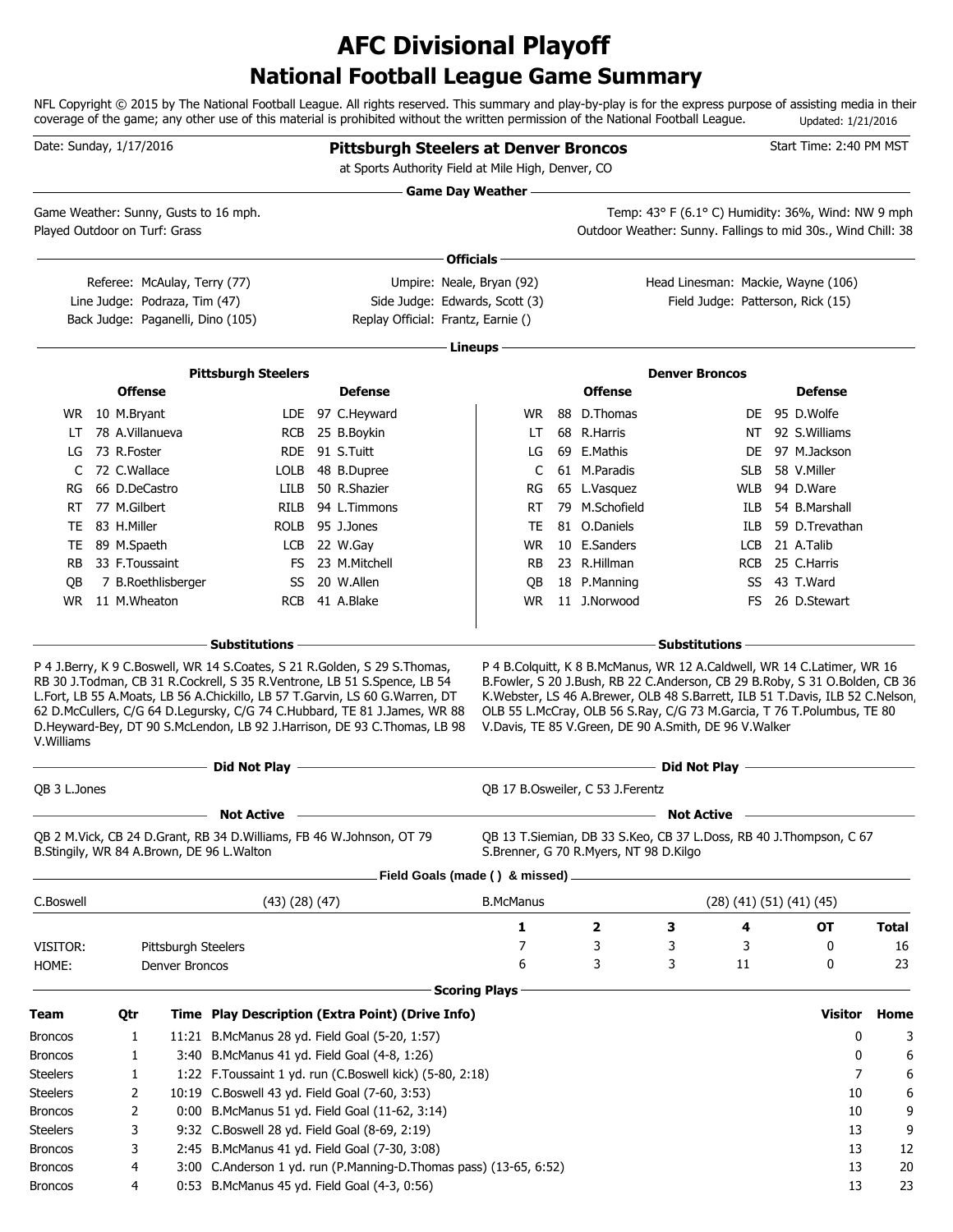# AFC Divisional Playoff
## National Football League Game Summary

NFL Copyright © 2015 by The National Football League. All rights reserved. This summary and play-by-play is for the express purpose of assisting media in their coverage of the game; any other use of this material is prohibited without the written permission of the National Football League. Updated: 1/21/2016

Date: Sunday, 1/17/2016

**Pittsburgh Steelers at Denver Broncos**

at Sports Authority Field at Mile High, Denver, CO

Start Time: 2:40 PM MST

### Game Day Weather

Game Weather: Sunny, Gusts to 16 mph.
Played Outdoor on Turf: Grass

Temp: 43° F (6.1° C) Humidity: 36%, Wind: NW 9 mph
Outdoor Weather: Sunny. Fallings to mid 30s., Wind Chill: 38

### Officials

Referee: McAulay, Terry (77)
Umpire: Neale, Bryan (92)
Head Linesman: Mackie, Wayne (106)
Line Judge: Podraza, Tim (47)
Side Judge: Edwards, Scott (3)
Field Judge: Patterson, Rick (15)
Back Judge: Paganelli, Dino (105)
Replay Official: Frantz, Earnie ()

### Lineups

| Pittsburgh Steelers Offense | | | Pittsburgh Steelers Defense | | | Denver Broncos Offense | | | Denver Broncos Defense | | |
|---|---|---|---|---|---|---|---|---|---|---|---|
| WR | 10 | M.Bryant | LDE | 97 | C.Heyward | WR | 88 | D.Thomas | DE | 95 | D.Wolfe |
| LT | 78 | A.Villanueva | RCB | 25 | B.Boykin | LT | 68 | R.Harris | NT | 92 | S.Williams |
| LG | 73 | R.Foster | RDE | 91 | S.Tuitt | LG | 69 | E.Mathis | DE | 97 | M.Jackson |
| C | 72 | C.Wallace | LOLB | 48 | B.Dupree | C | 61 | M.Paradis | SLB | 58 | V.Miller |
| RG | 66 | D.DeCastro | LILB | 50 | R.Shazier | RG | 65 | L.Vasquez | WLB | 94 | D.Ware |
| RT | 77 | M.Gilbert | RILB | 94 | L.Timmons | RT | 79 | M.Schofield | ILB | 54 | B.Marshall |
| TE | 83 | H.Miller | ROLB | 95 | J.Jones | TE | 81 | O.Daniels | ILB | 59 | D.Trevathan |
| TE | 89 | M.Spaeth | LCB | 22 | W.Gay | WR | 10 | E.Sanders | LCB | 21 | A.Talib |
| RB | 33 | F.Toussaint | FS | 23 | M.Mitchell | RB | 23 | R.Hillman | RCB | 25 | C.Harris |
| QB | 7 | B.Roethlisberger | SS | 20 | W.Allen | QB | 18 | P.Manning | SS | 43 | T.Ward |
| WR | 11 | M.Wheaton | RCB | 41 | A.Blake | WR | 11 | J.Norwood | FS | 26 | D.Stewart |

### Substitutions

**Pittsburgh Steelers:** P 4 J.Berry, K 9 C.Boswell, WR 14 S.Coates, S 21 R.Golden, S 29 S.Thomas, RB 30 J.Todman, CB 31 R.Cockrell, S 35 R.Ventrone, LB 51 S.Spence, LB 54 L.Fort, LB 55 A.Moats, LB 56 A.Chickillo, LB 57 T.Garvin, LS 60 G.Warren, DT 62 D.McCullers, C/G 64 D.Legursky, C/G 74 C.Hubbard, TE 81 J.James, WR 88 D.Heyward-Bey, DT 90 S.McLendon, LB 92 J.Harrison, DE 93 C.Thomas, LB 98 V.Williams

**Denver Broncos:** P 4 B.Colquitt, K 8 B.McManus, WR 12 A.Caldwell, WR 14 C.Latimer, WR 16 B.Fowler, S 20 J.Bush, RB 22 C.Anderson, CB 29 B.Roby, S 31 O.Bolden, CB 36 K.Webster, LS 46 A.Brewer, OLB 48 S.Barrett, ILB 51 T.Davis, ILB 52 C.Nelson, OLB 55 L.McCray, OLB 56 S.Ray, C/G 73 M.Garcia, T 76 T.Polumbus, TE 80 V.Davis, TE 85 V.Green, DE 90 A.Smith, DE 96 V.Walker

### Did Not Play

**Pittsburgh Steelers:** QB 3 L.Jones

**Denver Broncos:** QB 17 B.Osweiler, C 53 J.Ferentz

### Not Active

**Pittsburgh Steelers:** QB 2 M.Vick, CB 24 D.Grant, RB 34 D.Williams, FB 46 W.Johnson, OT 79 B.Stingily, WR 84 A.Brown, DE 96 L.Walton

**Denver Broncos:** QB 13 T.Siemian, DB 33 S.Keo, CB 37 L.Doss, RB 40 J.Thompson, C 67 S.Brenner, G 70 R.Myers, NT 98 D.Kilgo

### Field Goals (made ( ) & missed)

C.Boswell (43) (28) (47)

B.McManus (28) (41) (51) (41) (45)

| | | 1 | 2 | 3 | 4 | OT | Total |
|---|---|---|---|---|---|---|---|
| VISITOR: | Pittsburgh Steelers | 7 | 3 | 3 | 3 | 0 | 16 |
| HOME: | Denver Broncos | 6 | 3 | 3 | 11 | 0 | 23 |

### Scoring Plays

| Team | Qtr | Time | Play Description (Extra Point) (Drive Info) | Visitor | Home |
|---|---|---|---|---|---|
| Broncos | 1 | 11:21 | B.McManus 28 yd. Field Goal (5-20, 1:57) | 0 | 3 |
| Broncos | 1 | 3:40 | B.McManus 41 yd. Field Goal (4-8, 1:26) | 0 | 6 |
| Steelers | 1 | 1:22 | F.Toussaint 1 yd. run (C.Boswell kick) (5-80, 2:18) | 7 | 6 |
| Steelers | 2 | 10:19 | C.Boswell 43 yd. Field Goal (7-60, 3:53) | 10 | 6 |
| Broncos | 2 | 0:00 | B.McManus 51 yd. Field Goal (11-62, 3:14) | 10 | 9 |
| Steelers | 3 | 9:32 | C.Boswell 28 yd. Field Goal (8-69, 2:19) | 13 | 9 |
| Broncos | 3 | 2:45 | B.McManus 41 yd. Field Goal (7-30, 3:08) | 13 | 12 |
| Broncos | 4 | 3:00 | C.Anderson 1 yd. run (P.Manning-D.Thomas pass) (13-65, 6:52) | 13 | 20 |
| Broncos | 4 | 0:53 | B.McManus 45 yd. Field Goal (4-3, 0:56) | 13 | 23 |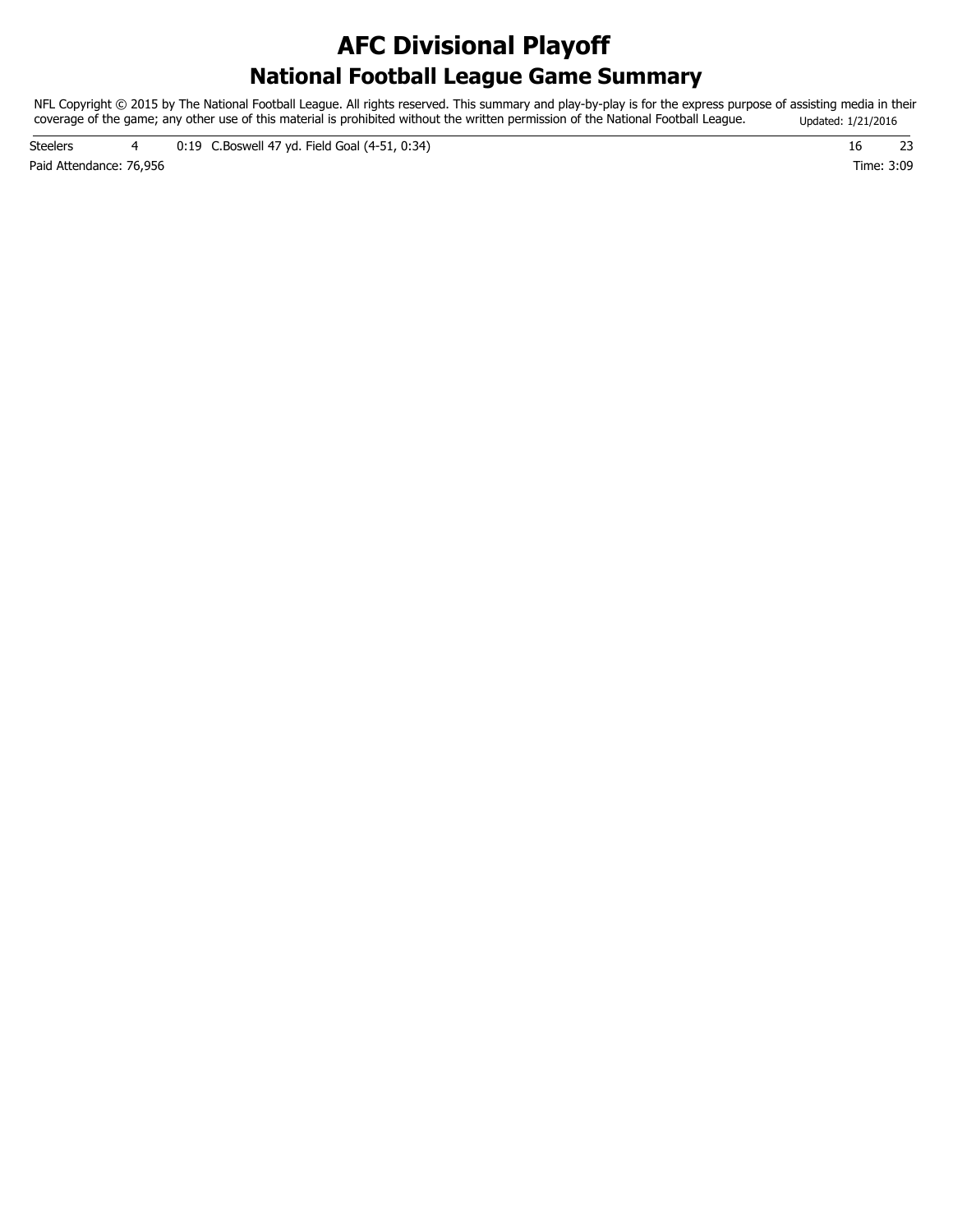# AFC Divisional Playoff

## National Football League Game Summary

NFL Copyright © 2015 by The National Football League. All rights reserved. This summary and play-by-play is for the express purpose of assisting media in their coverage of the game; any other use of this material is prohibited without the written permission of the National Football League. Updated: 1/21/2016

| | | | | |
|---|---|---|---|---|
| Steelers | 4 | 0:19 C.Boswell 47 yd. Field Goal (4-51, 0:34) | 16 | 23 |

Paid Attendance: 76,956

Time: 3:09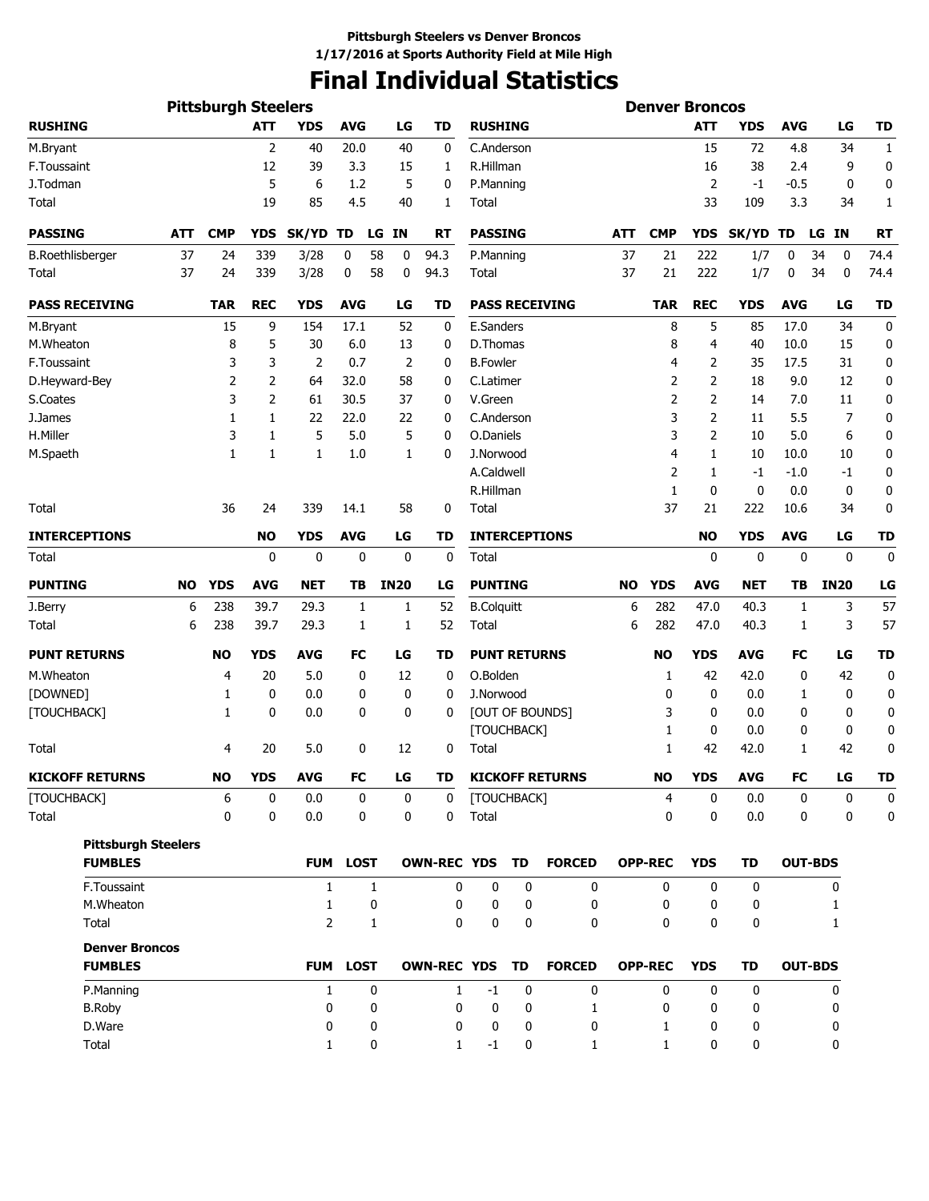**Pittsburgh Steelers vs Denver Broncos**
**1/17/2016 at Sports Authority Field at Mile High**

# Final Individual Statistics

## Pittsburgh Steelers

| RUSHING | ATT | YDS | AVG | LG | TD |
|---|---|---|---|---|---|
| M.Bryant | 2 | 40 | 20.0 | 40 | 0 |
| F.Toussaint | 12 | 39 | 3.3 | 15 | 1 |
| J.Todman | 5 | 6 | 1.2 | 5 | 0 |
| Total | 19 | 85 | 4.5 | 40 | 1 |

| PASSING | ATT | CMP | YDS | SK/YD | TD | LG | IN | RT |
|---|---|---|---|---|---|---|---|---|
| B.Roethlisberger | 37 | 24 | 339 | 3/28 | 0 | 58 | 0 | 94.3 |
| Total | 37 | 24 | 339 | 3/28 | 0 | 58 | 0 | 94.3 |

| PASS RECEIVING | TAR | REC | YDS | AVG | LG | TD |
|---|---|---|---|---|---|---|
| M.Bryant | 15 | 9 | 154 | 17.1 | 52 | 0 |
| M.Wheaton | 8 | 5 | 30 | 6.0 | 13 | 0 |
| F.Toussaint | 3 | 3 | 2 | 0.7 | 2 | 0 |
| D.Heyward-Bey | 2 | 2 | 64 | 32.0 | 58 | 0 |
| S.Coates | 3 | 2 | 61 | 30.5 | 37 | 0 |
| J.James | 1 | 1 | 22 | 22.0 | 22 | 0 |
| H.Miller | 3 | 1 | 5 | 5.0 | 5 | 0 |
| M.Spaeth | 1 | 1 | 1 | 1.0 | 1 | 0 |
| Total | 36 | 24 | 339 | 14.1 | 58 | 0 |

| INTERCEPTIONS | NO | YDS | AVG | LG | TD |
|---|---|---|---|---|---|
| Total | 0 | 0 | 0 | 0 | 0 |

| PUNTING | NO | YDS | AVG | NET | TB | IN20 | LG |
|---|---|---|---|---|---|---|---|
| J.Berry | 6 | 238 | 39.7 | 29.3 | 1 | 1 | 52 |
| Total | 6 | 238 | 39.7 | 29.3 | 1 | 1 | 52 |

| PUNT RETURNS | NO | YDS | AVG | FC | LG | TD |
|---|---|---|---|---|---|---|
| M.Wheaton | 4 | 20 | 5.0 | 0 | 12 | 0 |
| [DOWNED] | 1 | 0 | 0.0 | 0 | 0 | 0 |
| [TOUCHBACK] | 1 | 0 | 0.0 | 0 | 0 | 0 |
| Total | 4 | 20 | 5.0 | 0 | 12 | 0 |

| KICKOFF RETURNS | NO | YDS | AVG | FC | LG | TD |
|---|---|---|---|---|---|---|
| [TOUCHBACK] | 6 | 0 | 0.0 | 0 | 0 | 0 |
| Total | 0 | 0 | 0.0 | 0 | 0 | 0 |

## Denver Broncos

| RUSHING | ATT | YDS | AVG | LG | TD |
|---|---|---|---|---|---|
| C.Anderson | 15 | 72 | 4.8 | 34 | 1 |
| R.Hillman | 16 | 38 | 2.4 | 9 | 0 |
| P.Manning | 2 | -1 | -0.5 | 0 | 0 |
| Total | 33 | 109 | 3.3 | 34 | 1 |

| PASSING | ATT | CMP | YDS | SK/YD | TD | LG | IN | RT |
|---|---|---|---|---|---|---|---|---|
| P.Manning | 37 | 21 | 222 | 1/7 | 0 | 34 | 0 | 74.4 |
| Total | 37 | 21 | 222 | 1/7 | 0 | 34 | 0 | 74.4 |

| PASS RECEIVING | TAR | REC | YDS | AVG | LG | TD |
|---|---|---|---|---|---|---|
| E.Sanders | 8 | 5 | 85 | 17.0 | 34 | 0 |
| D.Thomas | 8 | 4 | 40 | 10.0 | 15 | 0 |
| B.Fowler | 4 | 2 | 35 | 17.5 | 31 | 0 |
| C.Latimer | 2 | 2 | 18 | 9.0 | 12 | 0 |
| V.Green | 2 | 2 | 14 | 7.0 | 11 | 0 |
| C.Anderson | 3 | 2 | 11 | 5.5 | 7 | 0 |
| O.Daniels | 3 | 2 | 10 | 5.0 | 6 | 0 |
| J.Norwood | 4 | 1 | 10 | 10.0 | 10 | 0 |
| A.Caldwell | 2 | 1 | -1 | -1.0 | -1 | 0 |
| R.Hillman | 1 | 0 | 0 | 0.0 | 0 | 0 |
| Total | 37 | 21 | 222 | 10.6 | 34 | 0 |

| INTERCEPTIONS | NO | YDS | AVG | LG | TD |
|---|---|---|---|---|---|
| Total | 0 | 0 | 0 | 0 | 0 |

| PUNTING | NO | YDS | AVG | NET | TB | IN20 | LG |
|---|---|---|---|---|---|---|---|
| B.Colquitt | 6 | 282 | 47.0 | 40.3 | 1 | 3 | 57 |
| Total | 6 | 282 | 47.0 | 40.3 | 1 | 3 | 57 |

| PUNT RETURNS | NO | YDS | AVG | FC | LG | TD |
|---|---|---|---|---|---|---|
| O.Bolden | 1 | 42 | 42.0 | 0 | 42 | 0 |
| J.Norwood | 0 | 0 | 0.0 | 1 | 0 | 0 |
| [OUT OF BOUNDS] | 3 | 0 | 0.0 | 0 | 0 | 0 |
| [TOUCHBACK] | 1 | 0 | 0.0 | 0 | 0 | 0 |
| Total | 1 | 42 | 42.0 | 1 | 42 | 0 |

| KICKOFF RETURNS | NO | YDS | AVG | FC | LG | TD |
|---|---|---|---|---|---|---|
| [TOUCHBACK] | 4 | 0 | 0.0 | 0 | 0 | 0 |
| Total | 0 | 0 | 0.0 | 0 | 0 | 0 |

## Fumbles

**Pittsburgh Steelers**

| FUMBLES | FUM | LOST | OWN-REC | YDS | TD | FORCED | OPP-REC | YDS | TD | OUT-BDS |
|---|---|---|---|---|---|---|---|---|---|---|
| F.Toussaint | 1 | 1 | 0 | 0 | 0 | 0 | 0 | 0 | 0 | 0 |
| M.Wheaton | 1 | 0 | 0 | 0 | 0 | 0 | 0 | 0 | 0 | 1 |
| Total | 2 | 1 | 0 | 0 | 0 | 0 | 0 | 0 | 0 | 1 |

**Denver Broncos**

| FUMBLES | FUM | LOST | OWN-REC | YDS | TD | FORCED | OPP-REC | YDS | TD | OUT-BDS |
|---|---|---|---|---|---|---|---|---|---|---|
| P.Manning | 1 | 0 | 1 | -1 | 0 | 0 | 0 | 0 | 0 | 0 |
| B.Roby | 0 | 0 | 0 | 0 | 0 | 1 | 0 | 0 | 0 | 0 |
| D.Ware | 0 | 0 | 0 | 0 | 0 | 0 | 1 | 0 | 0 | 0 |
| Total | 1 | 0 | 1 | -1 | 0 | 1 | 1 | 0 | 0 | 0 |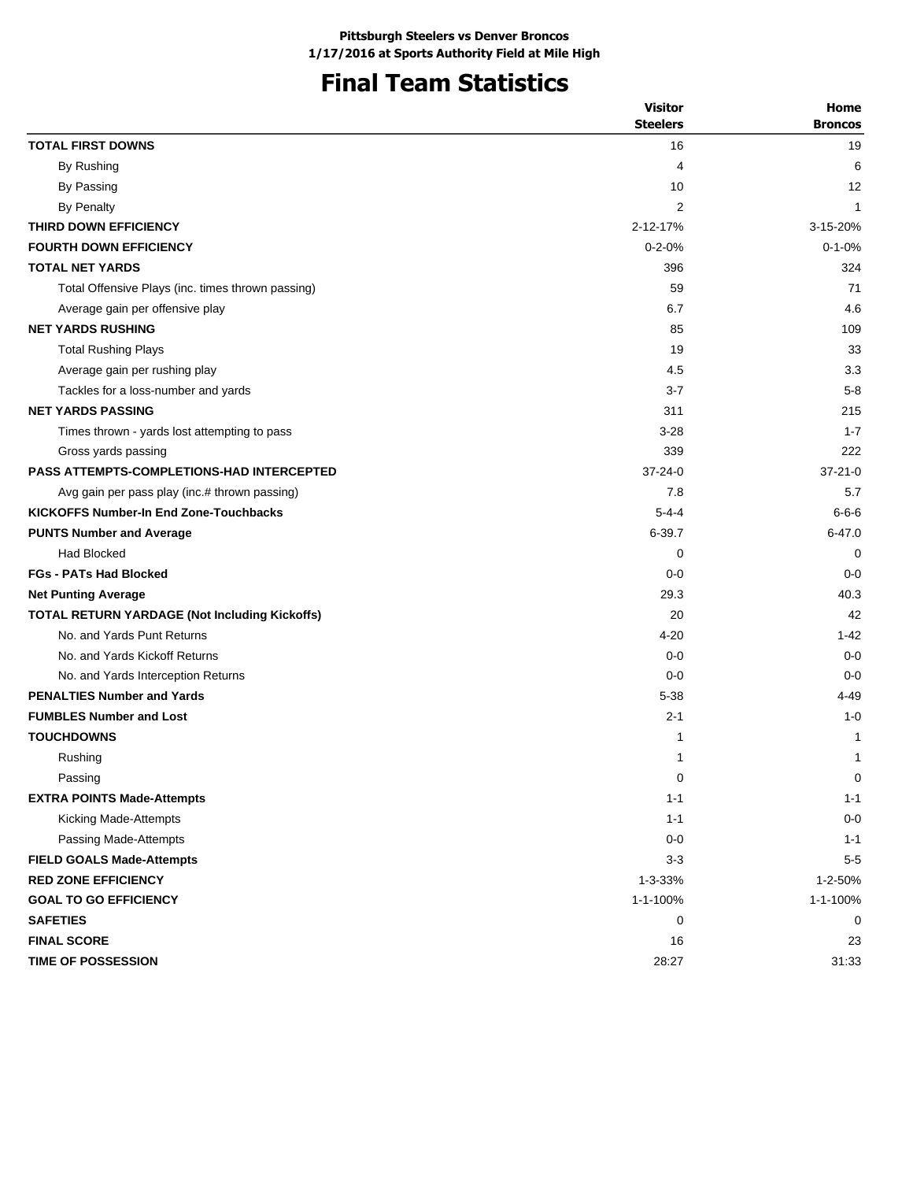**Pittsburgh Steelers vs Denver Broncos**
**1/17/2016 at Sports Authority Field at Mile High**

# Final Team Statistics

| | Visitor Steelers | Home Broncos |
|---|---|---|
| **TOTAL FIRST DOWNS** | 16 | 19 |
| By Rushing | 4 | 6 |
| By Passing | 10 | 12 |
| By Penalty | 2 | 1 |
| **THIRD DOWN EFFICIENCY** | 2-12-17% | 3-15-20% |
| **FOURTH DOWN EFFICIENCY** | 0-2-0% | 0-1-0% |
| **TOTAL NET YARDS** | 396 | 324 |
| Total Offensive Plays (inc. times thrown passing) | 59 | 71 |
| Average gain per offensive play | 6.7 | 4.6 |
| **NET YARDS RUSHING** | 85 | 109 |
| Total Rushing Plays | 19 | 33 |
| Average gain per rushing play | 4.5 | 3.3 |
| Tackles for a loss-number and yards | 3-7 | 5-8 |
| **NET YARDS PASSING** | 311 | 215 |
| Times thrown - yards lost attempting to pass | 3-28 | 1-7 |
| Gross yards passing | 339 | 222 |
| **PASS ATTEMPTS-COMPLETIONS-HAD INTERCEPTED** | 37-24-0 | 37-21-0 |
| Avg gain per pass play (inc.# thrown passing) | 7.8 | 5.7 |
| **KICKOFFS Number-In End Zone-Touchbacks** | 5-4-4 | 6-6-6 |
| **PUNTS Number and Average** | 6-39.7 | 6-47.0 |
| Had Blocked | 0 | 0 |
| **FGs - PATs Had Blocked** | 0-0 | 0-0 |
| **Net Punting Average** | 29.3 | 40.3 |
| **TOTAL RETURN YARDAGE (Not Including Kickoffs)** | 20 | 42 |
| No. and Yards Punt Returns | 4-20 | 1-42 |
| No. and Yards Kickoff Returns | 0-0 | 0-0 |
| No. and Yards Interception Returns | 0-0 | 0-0 |
| **PENALTIES Number and Yards** | 5-38 | 4-49 |
| **FUMBLES Number and Lost** | 2-1 | 1-0 |
| **TOUCHDOWNS** | 1 | 1 |
| Rushing | 1 | 1 |
| Passing | 0 | 0 |
| **EXTRA POINTS Made-Attempts** | 1-1 | 1-1 |
| Kicking Made-Attempts | 1-1 | 0-0 |
| Passing Made-Attempts | 0-0 | 1-1 |
| **FIELD GOALS Made-Attempts** | 3-3 | 5-5 |
| **RED ZONE EFFICIENCY** | 1-3-33% | 1-2-50% |
| **GOAL TO GO EFFICIENCY** | 1-1-100% | 1-1-100% |
| **SAFETIES** | 0 | 0 |
| **FINAL SCORE** | 16 | 23 |
| **TIME OF POSSESSION** | 28:27 | 31:33 |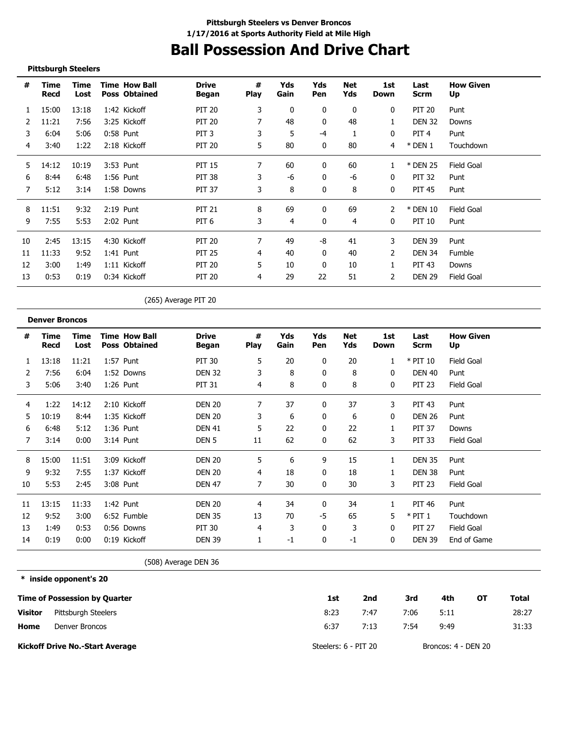**Pittsburgh Steelers vs Denver Broncos**
**1/17/2016 at Sports Authority Field at Mile High**

# Ball Possession And Drive Chart

**Pittsburgh Steelers**

| # | Time Recd | Time Lost | Time Poss | How Ball Obtained | Drive Began | # Play | Yds Gain | Yds Pen | Net Yds | 1st Down | Last Scrm | How Given Up |
|---|---|---|---|---|---|---|---|---|---|---|---|---|
| 1 | 15:00 | 13:18 | 1:42 | Kickoff | PIT 20 | 3 | 0 | 0 | 0 | 0 | PIT 20 | Punt |
| 2 | 11:21 | 7:56 | 3:25 | Kickoff | PIT 20 | 7 | 48 | 0 | 48 | 1 | DEN 32 | Downs |
| 3 | 6:04 | 5:06 | 0:58 | Punt | PIT 3 | 3 | 5 | -4 | 1 | 0 | PIT 4 | Punt |
| 4 | 3:40 | 1:22 | 2:18 | Kickoff | PIT 20 | 5 | 80 | 0 | 80 | 4 | * DEN 1 | Touchdown |
| 5 | 14:12 | 10:19 | 3:53 | Punt | PIT 15 | 7 | 60 | 0 | 60 | 1 | * DEN 25 | Field Goal |
| 6 | 8:44 | 6:48 | 1:56 | Punt | PIT 38 | 3 | -6 | 0 | -6 | 0 | PIT 32 | Punt |
| 7 | 5:12 | 3:14 | 1:58 | Downs | PIT 37 | 3 | 8 | 0 | 8 | 0 | PIT 45 | Punt |
| 8 | 11:51 | 9:32 | 2:19 | Punt | PIT 21 | 8 | 69 | 0 | 69 | 2 | * DEN 10 | Field Goal |
| 9 | 7:55 | 5:53 | 2:02 | Punt | PIT 6 | 3 | 4 | 0 | 4 | 0 | PIT 10 | Punt |
| 10 | 2:45 | 13:15 | 4:30 | Kickoff | PIT 20 | 7 | 49 | -8 | 41 | 3 | DEN 39 | Punt |
| 11 | 11:33 | 9:52 | 1:41 | Punt | PIT 25 | 4 | 40 | 0 | 40 | 2 | DEN 34 | Fumble |
| 12 | 3:00 | 1:49 | 1:11 | Kickoff | PIT 20 | 5 | 10 | 0 | 10 | 1 | PIT 43 | Downs |
| 13 | 0:53 | 0:19 | 0:34 | Kickoff | PIT 20 | 4 | 29 | 22 | 51 | 2 | DEN 29 | Field Goal |

(265) Average PIT 20

**Denver Broncos**

| # | Time Recd | Time Lost | Time Poss | How Ball Obtained | Drive Began | # Play | Yds Gain | Yds Pen | Net Yds | 1st Down | Last Scrm | How Given Up |
|---|---|---|---|---|---|---|---|---|---|---|---|---|
| 1 | 13:18 | 11:21 | 1:57 | Punt | PIT 30 | 5 | 20 | 0 | 20 | 1 | * PIT 10 | Field Goal |
| 2 | 7:56 | 6:04 | 1:52 | Downs | DEN 32 | 3 | 8 | 0 | 8 | 0 | DEN 40 | Punt |
| 3 | 5:06 | 3:40 | 1:26 | Punt | PIT 31 | 4 | 8 | 0 | 8 | 0 | PIT 23 | Field Goal |
| 4 | 1:22 | 14:12 | 2:10 | Kickoff | DEN 20 | 7 | 37 | 0 | 37 | 3 | PIT 43 | Punt |
| 5 | 10:19 | 8:44 | 1:35 | Kickoff | DEN 20 | 3 | 6 | 0 | 6 | 0 | DEN 26 | Punt |
| 6 | 6:48 | 5:12 | 1:36 | Punt | DEN 41 | 5 | 22 | 0 | 22 | 1 | PIT 37 | Downs |
| 7 | 3:14 | 0:00 | 3:14 | Punt | DEN 5 | 11 | 62 | 0 | 62 | 3 | PIT 33 | Field Goal |
| 8 | 15:00 | 11:51 | 3:09 | Kickoff | DEN 20 | 5 | 6 | 9 | 15 | 1 | DEN 35 | Punt |
| 9 | 9:32 | 7:55 | 1:37 | Kickoff | DEN 20 | 4 | 18 | 0 | 18 | 1 | DEN 38 | Punt |
| 10 | 5:53 | 2:45 | 3:08 | Punt | DEN 47 | 7 | 30 | 0 | 30 | 3 | PIT 23 | Field Goal |
| 11 | 13:15 | 11:33 | 1:42 | Punt | DEN 20 | 4 | 34 | 0 | 34 | 1 | PIT 46 | Punt |
| 12 | 9:52 | 3:00 | 6:52 | Fumble | DEN 35 | 13 | 70 | -5 | 65 | 5 | * PIT 1 | Touchdown |
| 13 | 1:49 | 0:53 | 0:56 | Downs | PIT 30 | 4 | 3 | 0 | 3 | 0 | PIT 27 | Field Goal |
| 14 | 0:19 | 0:00 | 0:19 | Kickoff | DEN 39 | 1 | -1 | 0 | -1 | 0 | DEN 39 | End of Game |

(508) Average DEN 36

**\* inside opponent's 20**

| Time of Possession by Quarter | | 1st | 2nd | 3rd | 4th | OT | Total |
|---|---|---|---|---|---|---|---|
| Visitor | Pittsburgh Steelers | 8:23 | 7:47 | 7:06 | 5:11 | | 28:27 |
| Home | Denver Broncos | 6:37 | 7:13 | 7:54 | 9:49 | | 31:33 |

**Kickoff Drive No.-Start Average** Steelers: 6 - PIT 20 Broncos: 4 - DEN 20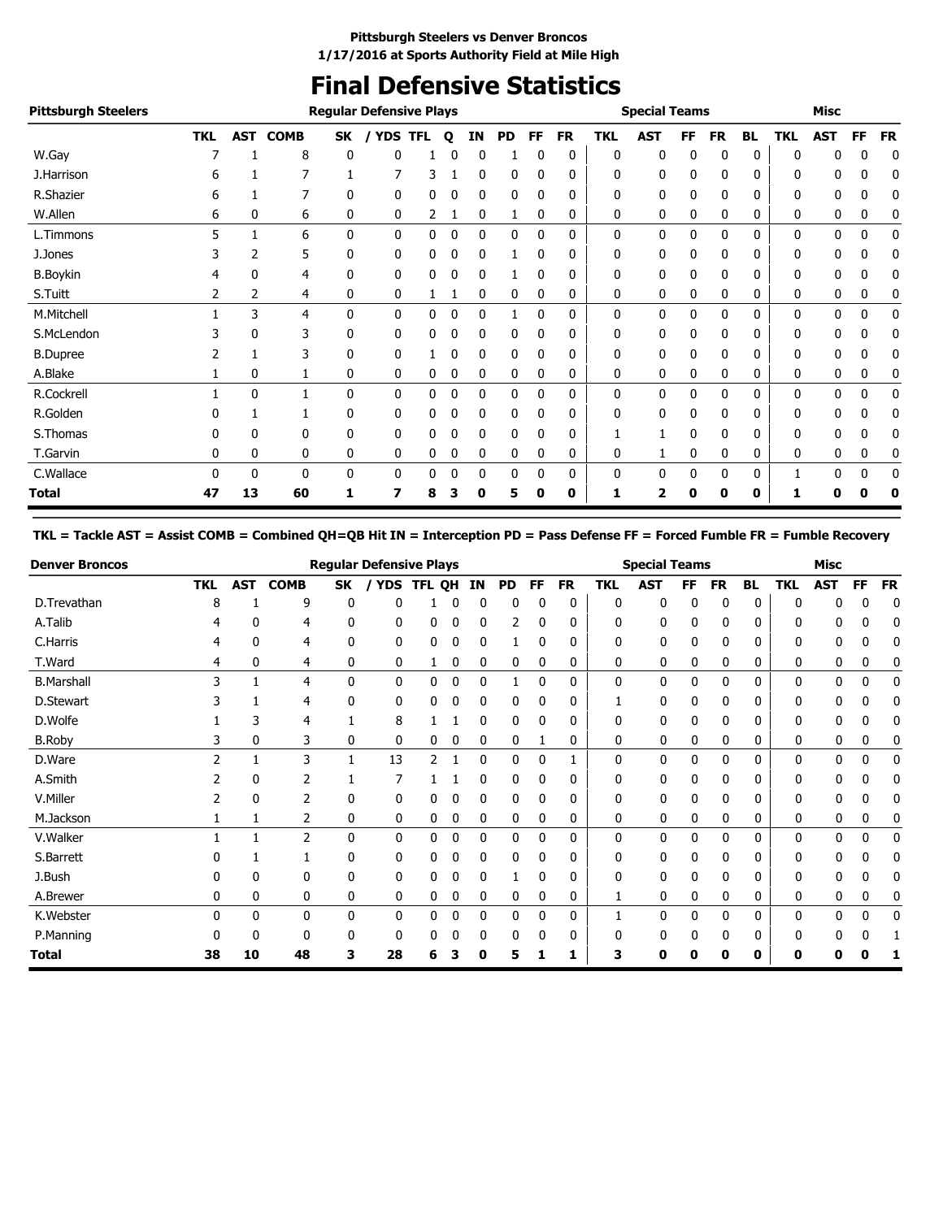**Pittsburgh Steelers vs Denver Broncos**
**1/17/2016 at Sports Authority Field at Mile High**

# Final Defensive Statistics

| Pittsburgh Steelers | Regular Defensive Plays | | | | | | | | | | | Special Teams | | | | | Misc | | | |
|---|---|---|---|---|---|---|---|---|---|---|---|---|---|---|---|---|---|---|---|---|
| | TKL | AST | COMB | SK | / YDS | TFL | Q | IN | PD | FF | FR | TKL | AST | FF | FR | BL | TKL | AST | FF | FR |
| W.Gay | 7 | 1 | 8 | 0 | 0 | 1 | 0 | 0 | 1 | 0 | 0 | 0 | 0 | 0 | 0 | 0 | 0 | 0 | 0 | 0 |
| J.Harrison | 6 | 1 | 7 | 1 | 7 | 3 | 1 | 0 | 0 | 0 | 0 | 0 | 0 | 0 | 0 | 0 | 0 | 0 | 0 | 0 |
| R.Shazier | 6 | 1 | 7 | 0 | 0 | 0 | 0 | 0 | 0 | 0 | 0 | 0 | 0 | 0 | 0 | 0 | 0 | 0 | 0 | 0 |
| W.Allen | 6 | 0 | 6 | 0 | 0 | 2 | 1 | 0 | 1 | 0 | 0 | 0 | 0 | 0 | 0 | 0 | 0 | 0 | 0 | 0 |
| L.Timmons | 5 | 1 | 6 | 0 | 0 | 0 | 0 | 0 | 0 | 0 | 0 | 0 | 0 | 0 | 0 | 0 | 0 | 0 | 0 | 0 |
| J.Jones | 3 | 2 | 5 | 0 | 0 | 0 | 0 | 0 | 1 | 0 | 0 | 0 | 0 | 0 | 0 | 0 | 0 | 0 | 0 | 0 |
| B.Boykin | 4 | 0 | 4 | 0 | 0 | 0 | 0 | 0 | 1 | 0 | 0 | 0 | 0 | 0 | 0 | 0 | 0 | 0 | 0 | 0 |
| S.Tuitt | 2 | 2 | 4 | 0 | 0 | 1 | 1 | 0 | 0 | 0 | 0 | 0 | 0 | 0 | 0 | 0 | 0 | 0 | 0 | 0 |
| M.Mitchell | 1 | 3 | 4 | 0 | 0 | 0 | 0 | 0 | 1 | 0 | 0 | 0 | 0 | 0 | 0 | 0 | 0 | 0 | 0 | 0 |
| S.McLendon | 3 | 0 | 3 | 0 | 0 | 0 | 0 | 0 | 0 | 0 | 0 | 0 | 0 | 0 | 0 | 0 | 0 | 0 | 0 | 0 |
| B.Dupree | 2 | 1 | 3 | 0 | 0 | 1 | 0 | 0 | 0 | 0 | 0 | 0 | 0 | 0 | 0 | 0 | 0 | 0 | 0 | 0 |
| A.Blake | 1 | 0 | 1 | 0 | 0 | 0 | 0 | 0 | 0 | 0 | 0 | 0 | 0 | 0 | 0 | 0 | 0 | 0 | 0 | 0 |
| R.Cockrell | 1 | 0 | 1 | 0 | 0 | 0 | 0 | 0 | 0 | 0 | 0 | 0 | 0 | 0 | 0 | 0 | 0 | 0 | 0 | 0 |
| R.Golden | 0 | 1 | 1 | 0 | 0 | 0 | 0 | 0 | 0 | 0 | 0 | 0 | 0 | 0 | 0 | 0 | 0 | 0 | 0 | 0 |
| S.Thomas | 0 | 0 | 0 | 0 | 0 | 0 | 0 | 0 | 0 | 0 | 0 | 1 | 1 | 0 | 0 | 0 | 0 | 0 | 0 | 0 |
| T.Garvin | 0 | 0 | 0 | 0 | 0 | 0 | 0 | 0 | 0 | 0 | 0 | 0 | 1 | 0 | 0 | 0 | 0 | 0 | 0 | 0 |
| C.Wallace | 0 | 0 | 0 | 0 | 0 | 0 | 0 | 0 | 0 | 0 | 0 | 0 | 0 | 0 | 0 | 0 | 1 | 0 | 0 | 0 |
| **Total** | **47** | **13** | **60** | **1** | **7** | **8** | **3** | **0** | **5** | **0** | **0** | **1** | **2** | **0** | **0** | **0** | **1** | **0** | **0** | **0** |

**TKL = Tackle AST = Assist COMB = Combined QH=QB Hit IN = Interception PD = Pass Defense FF = Forced Fumble FR = Fumble Recovery**

| Denver Broncos | Regular Defensive Plays | | | | | | | | | | | Special Teams | | | | | Misc | | | |
|---|---|---|---|---|---|---|---|---|---|---|---|---|---|---|---|---|---|---|---|---|
| | TKL | AST | COMB | SK | / YDS | TFL | QH | IN | PD | FF | FR | TKL | AST | FF | FR | BL | TKL | AST | FF | FR |
| D.Trevathan | 8 | 1 | 9 | 0 | 0 | 1 | 0 | 0 | 0 | 0 | 0 | 0 | 0 | 0 | 0 | 0 | 0 | 0 | 0 | 0 |
| A.Talib | 4 | 0 | 4 | 0 | 0 | 0 | 0 | 0 | 2 | 0 | 0 | 0 | 0 | 0 | 0 | 0 | 0 | 0 | 0 | 0 |
| C.Harris | 4 | 0 | 4 | 0 | 0 | 0 | 0 | 0 | 1 | 0 | 0 | 0 | 0 | 0 | 0 | 0 | 0 | 0 | 0 | 0 |
| T.Ward | 4 | 0 | 4 | 0 | 0 | 1 | 0 | 0 | 0 | 0 | 0 | 0 | 0 | 0 | 0 | 0 | 0 | 0 | 0 | 0 |
| B.Marshall | 3 | 1 | 4 | 0 | 0 | 0 | 0 | 0 | 1 | 0 | 0 | 0 | 0 | 0 | 0 | 0 | 0 | 0 | 0 | 0 |
| D.Stewart | 3 | 1 | 4 | 0 | 0 | 0 | 0 | 0 | 0 | 0 | 0 | 1 | 0 | 0 | 0 | 0 | 0 | 0 | 0 | 0 |
| D.Wolfe | 1 | 3 | 4 | 1 | 8 | 1 | 1 | 0 | 0 | 0 | 0 | 0 | 0 | 0 | 0 | 0 | 0 | 0 | 0 | 0 |
| B.Roby | 3 | 0 | 3 | 0 | 0 | 0 | 0 | 0 | 0 | 1 | 0 | 0 | 0 | 0 | 0 | 0 | 0 | 0 | 0 | 0 |
| D.Ware | 2 | 1 | 3 | 1 | 13 | 2 | 1 | 0 | 0 | 0 | 1 | 0 | 0 | 0 | 0 | 0 | 0 | 0 | 0 | 0 |
| A.Smith | 2 | 0 | 2 | 1 | 7 | 1 | 1 | 0 | 0 | 0 | 0 | 0 | 0 | 0 | 0 | 0 | 0 | 0 | 0 | 0 |
| V.Miller | 2 | 0 | 2 | 0 | 0 | 0 | 0 | 0 | 0 | 0 | 0 | 0 | 0 | 0 | 0 | 0 | 0 | 0 | 0 | 0 |
| M.Jackson | 1 | 1 | 2 | 0 | 0 | 0 | 0 | 0 | 0 | 0 | 0 | 0 | 0 | 0 | 0 | 0 | 0 | 0 | 0 | 0 |
| V.Walker | 1 | 1 | 2 | 0 | 0 | 0 | 0 | 0 | 0 | 0 | 0 | 0 | 0 | 0 | 0 | 0 | 0 | 0 | 0 | 0 |
| S.Barrett | 0 | 1 | 1 | 0 | 0 | 0 | 0 | 0 | 0 | 0 | 0 | 0 | 0 | 0 | 0 | 0 | 0 | 0 | 0 | 0 |
| J.Bush | 0 | 0 | 0 | 0 | 0 | 0 | 0 | 0 | 1 | 0 | 0 | 0 | 0 | 0 | 0 | 0 | 0 | 0 | 0 | 0 |
| A.Brewer | 0 | 0 | 0 | 0 | 0 | 0 | 0 | 0 | 0 | 0 | 0 | 1 | 0 | 0 | 0 | 0 | 0 | 0 | 0 | 0 |
| K.Webster | 0 | 0 | 0 | 0 | 0 | 0 | 0 | 0 | 0 | 0 | 0 | 1 | 0 | 0 | 0 | 0 | 0 | 0 | 0 | 0 |
| P.Manning | 0 | 0 | 0 | 0 | 0 | 0 | 0 | 0 | 0 | 0 | 0 | 0 | 0 | 0 | 0 | 0 | 0 | 0 | 0 | 1 |
| **Total** | **38** | **10** | **48** | **3** | **28** | **6** | **3** | **0** | **5** | **1** | **1** | **3** | **0** | **0** | **0** | **0** | **0** | **0** | **0** | **1** |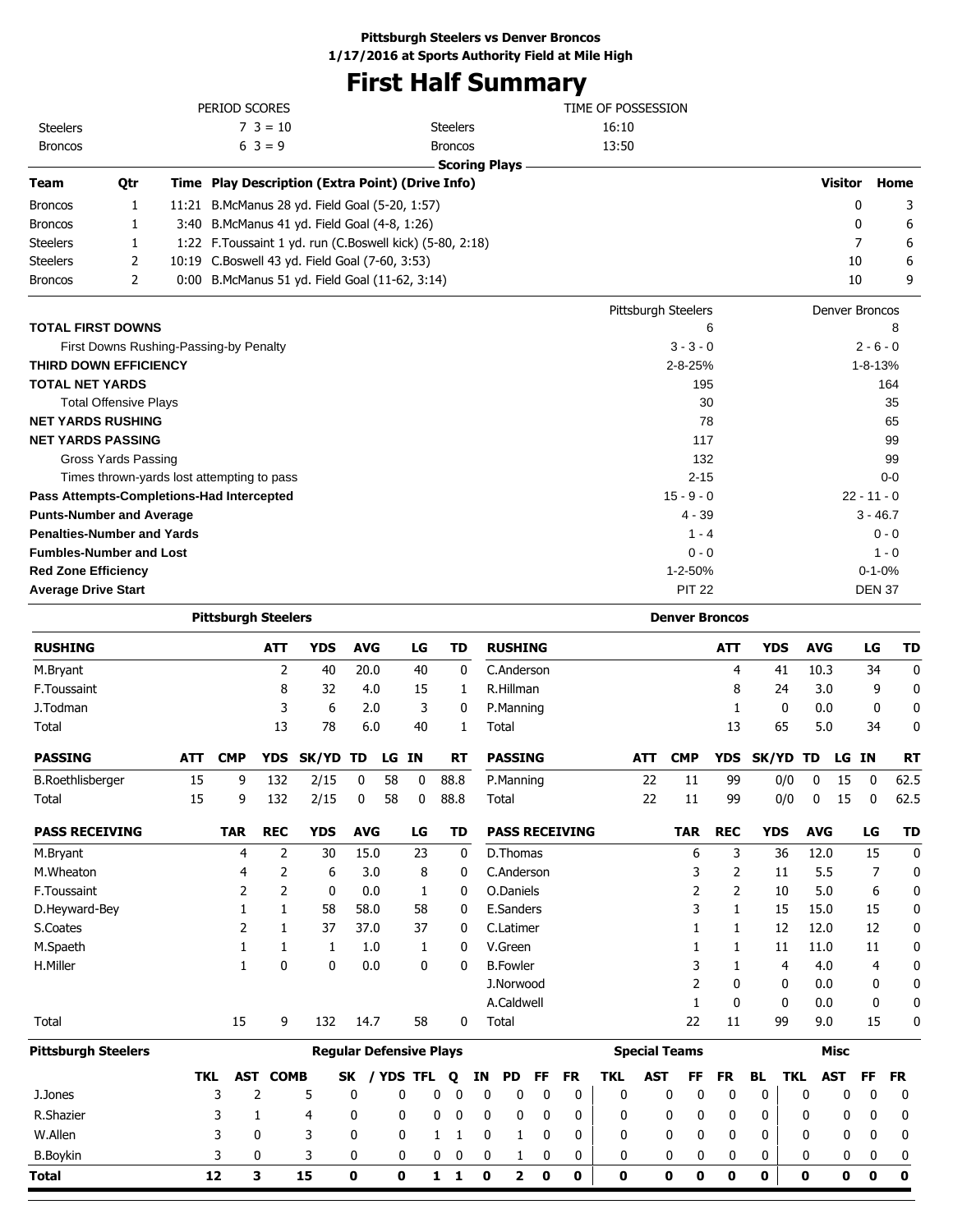**Pittsburgh Steelers vs Denver Broncos**
**1/17/2016 at Sports Authority Field at Mile High**

# First Half Summary

| PERIOD SCORES | | | TIME OF POSSESSION | |
|---|---|---|---|---|
| Steelers | 7 3 = 10 | | Steelers | 16:10 |
| Broncos | 6 3 = 9 | | Broncos | 13:50 |

**Scoring Plays**

| Team | Qtr | Time | Play Description (Extra Point) (Drive Info) | Visitor | Home |
|---|---|---|---|---|---|
| Broncos | 1 | 11:21 | B.McManus 28 yd. Field Goal (5-20, 1:57) | 0 | 3 |
| Broncos | 1 | 3:40 | B.McManus 41 yd. Field Goal (4-8, 1:26) | 0 | 6 |
| Steelers | 1 | 1:22 | F.Toussaint 1 yd. run (C.Boswell kick) (5-80, 2:18) | 7 | 6 |
| Steelers | 2 | 10:19 | C.Boswell 43 yd. Field Goal (7-60, 3:53) | 10 | 6 |
| Broncos | 2 | 0:00 | B.McManus 51 yd. Field Goal (11-62, 3:14) | 10 | 9 |

| | Pittsburgh Steelers | Denver Broncos |
|---|---|---|
| **TOTAL FIRST DOWNS** | 6 | 8 |
| First Downs Rushing-Passing-by Penalty | 3 - 3 - 0 | 2 - 6 - 0 |
| **THIRD DOWN EFFICIENCY** | 2-8-25% | 1-8-13% |
| **TOTAL NET YARDS** | 195 | 164 |
| Total Offensive Plays | 30 | 35 |
| **NET YARDS RUSHING** | 78 | 65 |
| **NET YARDS PASSING** | 117 | 99 |
| Gross Yards Passing | 132 | 99 |
| Times thrown-yards lost attempting to pass | 2-15 | 0-0 |
| **Pass Attempts-Completions-Had Intercepted** | 15 - 9 - 0 | 22 - 11 - 0 |
| **Punts-Number and Average** | 4 - 39 | 3 - 46.7 |
| **Penalties-Number and Yards** | 1 - 4 | 0 - 0 |
| **Fumbles-Number and Lost** | 0 - 0 | 1 - 0 |
| **Red Zone Efficiency** | 1-2-50% | 0-1-0% |
| **Average Drive Start** | PIT 22 | DEN 37 |

## Pittsburgh Steelers

| RUSHING | ATT | YDS | AVG | LG | TD |
|---|---|---|---|---|---|
| M.Bryant | 2 | 40 | 20.0 | 40 | 0 |
| F.Toussaint | 8 | 32 | 4.0 | 15 | 1 |
| J.Todman | 3 | 6 | 2.0 | 3 | 0 |
| Total | 13 | 78 | 6.0 | 40 | 1 |

| PASSING | ATT | CMP | YDS | SK/YD | TD | LG | IN | RT |
|---|---|---|---|---|---|---|---|---|
| B.Roethlisberger | 15 | 9 | 132 | 2/15 | 0 | 58 | 0 | 88.8 |
| Total | 15 | 9 | 132 | 2/15 | 0 | 58 | 0 | 88.8 |

| PASS RECEIVING | TAR | REC | YDS | AVG | LG | TD |
|---|---|---|---|---|---|---|
| M.Bryant | 4 | 2 | 30 | 15.0 | 23 | 0 |
| M.Wheaton | 4 | 2 | 6 | 3.0 | 8 | 0 |
| F.Toussaint | 2 | 2 | 0 | 0.0 | 1 | 0 |
| D.Heyward-Bey | 1 | 1 | 58 | 58.0 | 58 | 0 |
| S.Coates | 2 | 1 | 37 | 37.0 | 37 | 0 |
| M.Spaeth | 1 | 1 | 1 | 1.0 | 1 | 0 |
| H.Miller | 1 | 0 | 0 | 0.0 | 0 | 0 |
| Total | 15 | 9 | 132 | 14.7 | 58 | 0 |

## Denver Broncos

| RUSHING | ATT | YDS | AVG | LG | TD |
|---|---|---|---|---|---|
| C.Anderson | 4 | 41 | 10.3 | 34 | 0 |
| R.Hillman | 8 | 24 | 3.0 | 9 | 0 |
| P.Manning | 1 | 0 | 0.0 | 0 | 0 |
| Total | 13 | 65 | 5.0 | 34 | 0 |

| PASSING | ATT | CMP | YDS | SK/YD | TD | LG | IN | RT |
|---|---|---|---|---|---|---|---|---|
| P.Manning | 22 | 11 | 99 | 0/0 | 0 | 15 | 0 | 62.5 |
| Total | 22 | 11 | 99 | 0/0 | 0 | 15 | 0 | 62.5 |

| PASS RECEIVING | TAR | REC | YDS | AVG | LG | TD |
|---|---|---|---|---|---|---|
| D.Thomas | 6 | 3 | 36 | 12.0 | 15 | 0 |
| C.Anderson | 3 | 2 | 11 | 5.5 | 7 | 0 |
| O.Daniels | 2 | 2 | 10 | 5.0 | 6 | 0 |
| E.Sanders | 3 | 1 | 15 | 15.0 | 15 | 0 |
| C.Latimer | 1 | 1 | 12 | 12.0 | 12 | 0 |
| V.Green | 1 | 1 | 11 | 11.0 | 11 | 0 |
| B.Fowler | 3 | 1 | 4 | 4.0 | 4 | 0 |
| J.Norwood | 2 | 0 | 0 | 0.0 | 0 | 0 |
| A.Caldwell | 1 | 0 | 0 | 0.0 | 0 | 0 |
| Total | 22 | 11 | 99 | 9.0 | 15 | 0 |

## Pittsburgh Steelers Defense

| | Regular Defensive Plays | | | | | | | | | | | Special Teams | | | | | Misc | | | |
|---|---|---|---|---|---|---|---|---|---|---|---|---|---|---|---|---|---|---|---|---|
| | TKL | AST | COMB | SK | / YDS | TFL | Q | IN | PD | FF | FR | TKL | AST | FF | FR | BL | TKL | AST | FF | FR |
| J.Jones | 3 | 2 | 5 | 0 | 0 | 0 | 0 | 0 | 0 | 0 | 0 | 0 | 0 | 0 | 0 | 0 | 0 | 0 | 0 | 0 |
| R.Shazier | 3 | 1 | 4 | 0 | 0 | 0 | 0 | 0 | 0 | 0 | 0 | 0 | 0 | 0 | 0 | 0 | 0 | 0 | 0 | 0 |
| W.Allen | 3 | 0 | 3 | 0 | 0 | 1 | 1 | 0 | 1 | 0 | 0 | 0 | 0 | 0 | 0 | 0 | 0 | 0 | 0 | 0 |
| B.Boykin | 3 | 0 | 3 | 0 | 0 | 0 | 0 | 0 | 1 | 0 | 0 | 0 | 0 | 0 | 0 | 0 | 0 | 0 | 0 | 0 |
| **Total** | **12** | **3** | **15** | **0** | **0** | **1** | **1** | **0** | **2** | **0** | **0** | **0** | **0** | **0** | **0** | **0** | **0** | **0** | **0** | **0** |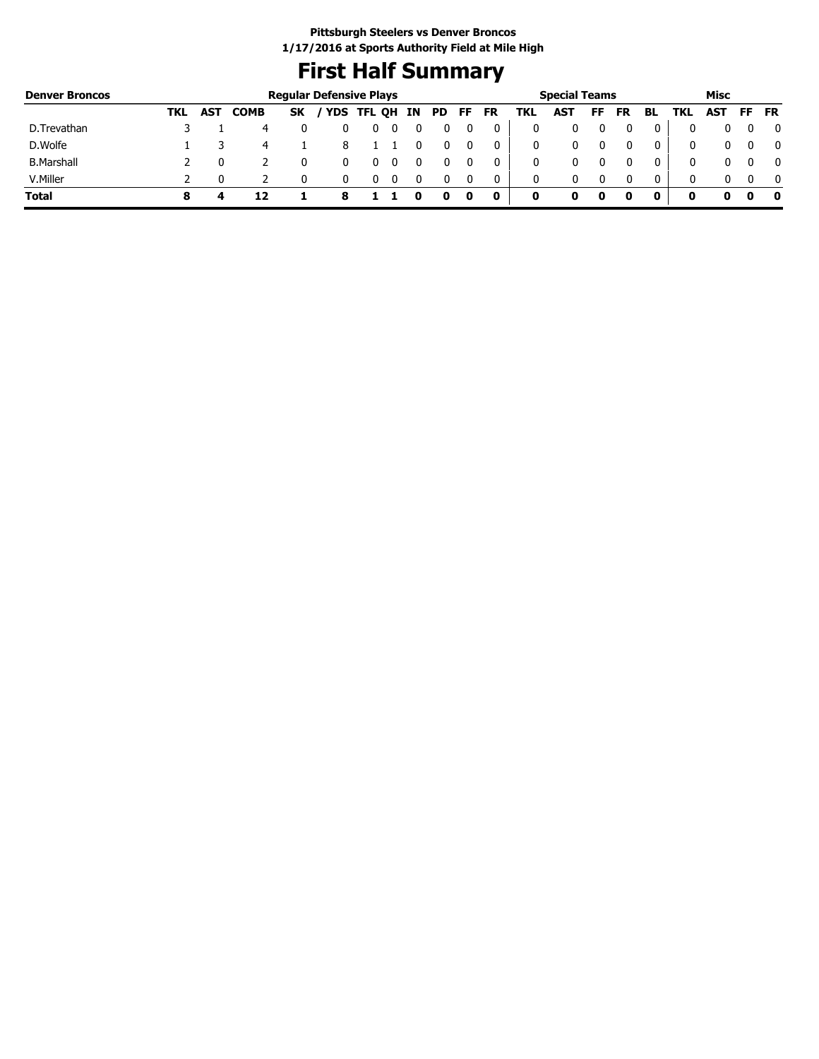**Pittsburgh Steelers vs Denver Broncos**
**1/17/2016 at Sports Authority Field at Mile High**

# First Half Summary

| Denver Broncos | Regular Defensive Plays | | | | | | | | | | | Special Teams | | | | | Misc | | | |
|---|---|---|---|---|---|---|---|---|---|---|---|---|---|---|---|---|---|---|---|---|
| | TKL | AST | COMB | SK | / YDS | TFL | QH | IN | PD | FF | FR | TKL | AST | FF | FR | BL | TKL | AST | FF | FR |
| D.Trevathan | 3 | 1 | 4 | 0 | 0 | 0 | 0 | 0 | 0 | 0 | 0 | 0 | 0 | 0 | 0 | 0 | 0 | 0 | 0 | 0 |
| D.Wolfe | 1 | 3 | 4 | 1 | 8 | 1 | 1 | 0 | 0 | 0 | 0 | 0 | 0 | 0 | 0 | 0 | 0 | 0 | 0 | 0 |
| B.Marshall | 2 | 0 | 2 | 0 | 0 | 0 | 0 | 0 | 0 | 0 | 0 | 0 | 0 | 0 | 0 | 0 | 0 | 0 | 0 | 0 |
| V.Miller | 2 | 0 | 2 | 0 | 0 | 0 | 0 | 0 | 0 | 0 | 0 | 0 | 0 | 0 | 0 | 0 | 0 | 0 | 0 | 0 |
| **Total** | **8** | **4** | **12** | **1** | **8** | **1** | **1** | **0** | **0** | **0** | **0** | **0** | **0** | **0** | **0** | **0** | **0** | **0** | **0** | **0** |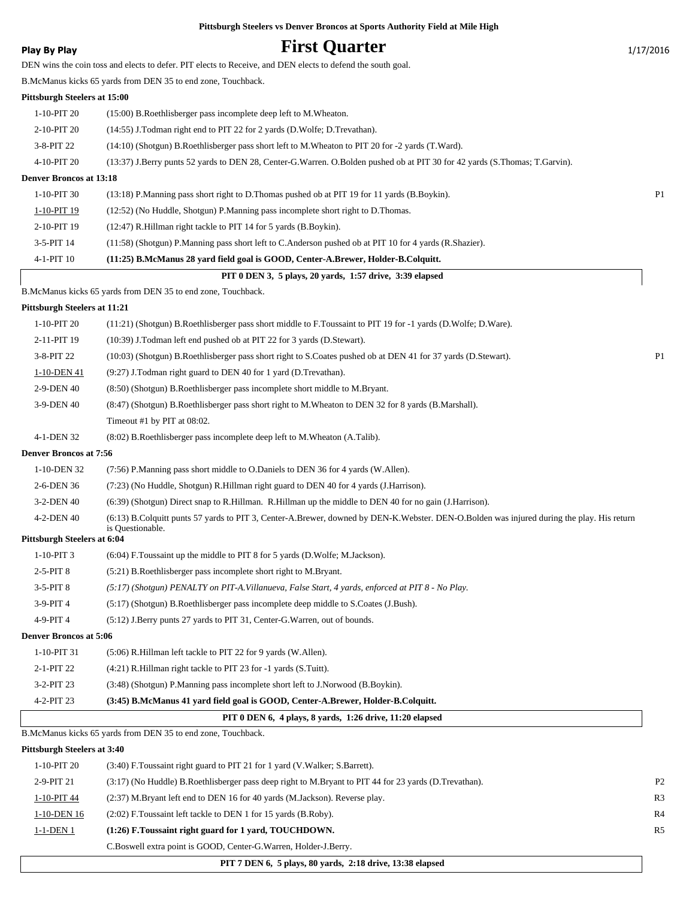Pittsburgh Steelers vs Denver Broncos at Sports Authority Field at Mile High

**Play By Play** — 1/17/2016

# First Quarter

DEN wins the coin toss and elects to defer. PIT elects to Receive, and DEN elects to defend the south goal.

B.McManus kicks 65 yards from DEN 35 to end zone, Touchback.

**Pittsburgh Steelers at 15:00**

| | | |
|---|---|---|
| 1-10-PIT 20 | (15:00) B.Roethlisberger pass incomplete deep left to M.Wheaton. | |
| 2-10-PIT 20 | (14:55) J.Todman right end to PIT 22 for 2 yards (D.Wolfe; D.Trevathan). | |
| 3-8-PIT 22 | (14:10) (Shotgun) B.Roethlisberger pass short left to M.Wheaton to PIT 20 for -2 yards (T.Ward). | |
| 4-10-PIT 20 | (13:37) J.Berry punts 52 yards to DEN 28, Center-G.Warren. O.Bolden pushed ob at PIT 30 for 42 yards (S.Thomas; T.Garvin). | |

**Denver Broncos at 13:18**

| | | |
|---|---|---|
| 1-10-PIT 30 | (13:18) P.Manning pass short right to D.Thomas pushed ob at PIT 19 for 11 yards (B.Boykin). | P1 |
| 1-10-PIT 19 | (12:52) (No Huddle, Shotgun) P.Manning pass incomplete short right to D.Thomas. | |
| 2-10-PIT 19 | (12:47) R.Hillman right tackle to PIT 14 for 5 yards (B.Boykin). | |
| 3-5-PIT 14 | (11:58) (Shotgun) P.Manning pass short left to C.Anderson pushed ob at PIT 10 for 4 yards (R.Shazier). | |
| 4-1-PIT 10 | **(11:25) B.McManus 28 yard field goal is GOOD, Center-A.Brewer, Holder-B.Colquitt.** | |

**PIT 0 DEN 3, 5 plays, 20 yards, 1:57 drive, 3:39 elapsed**

B.McManus kicks 65 yards from DEN 35 to end zone, Touchback.

**Pittsburgh Steelers at 11:21**

| | | |
|---|---|---|
| 1-10-PIT 20 | (11:21) (Shotgun) B.Roethlisberger pass short middle to F.Toussaint to PIT 19 for -1 yards (D.Wolfe; D.Ware). | |
| 2-11-PIT 19 | (10:39) J.Todman left end pushed ob at PIT 22 for 3 yards (D.Stewart). | |
| 3-8-PIT 22 | (10:03) (Shotgun) B.Roethlisberger pass short right to S.Coates pushed ob at DEN 41 for 37 yards (D.Stewart). | P1 |
| 1-10-DEN 41 | (9:27) J.Todman right guard to DEN 40 for 1 yard (D.Trevathan). | |
| 2-9-DEN 40 | (8:50) (Shotgun) B.Roethlisberger pass incomplete short middle to M.Bryant. | |
| 3-9-DEN 40 | (8:47) (Shotgun) B.Roethlisberger pass short right to M.Wheaton to DEN 32 for 8 yards (B.Marshall). | |
| | Timeout #1 by PIT at 08:02. | |
| 4-1-DEN 32 | (8:02) B.Roethlisberger pass incomplete deep left to M.Wheaton (A.Talib). | |

**Denver Broncos at 7:56**

| | | |
|---|---|---|
| 1-10-DEN 32 | (7:56) P.Manning pass short middle to O.Daniels to DEN 36 for 4 yards (W.Allen). | |
| 2-6-DEN 36 | (7:23) (No Huddle, Shotgun) R.Hillman right guard to DEN 40 for 4 yards (J.Harrison). | |
| 3-2-DEN 40 | (6:39) (Shotgun) Direct snap to R.Hillman. R.Hillman up the middle to DEN 40 for no gain (J.Harrison). | |
| 4-2-DEN 40 | (6:13) B.Colquitt punts 57 yards to PIT 3, Center-A.Brewer, downed by DEN-K.Webster. DEN-O.Bolden was injured during the play. His return is Questionable. | |

**Pittsburgh Steelers at 6:04**

| | | |
|---|---|---|
| 1-10-PIT 3 | (6:04) F.Toussaint up the middle to PIT 8 for 5 yards (D.Wolfe; M.Jackson). | |
| 2-5-PIT 8 | (5:21) B.Roethlisberger pass incomplete short right to M.Bryant. | |
| 3-5-PIT 8 | *(5:17) (Shotgun) PENALTY on PIT-A.Villanueva, False Start, 4 yards, enforced at PIT 8 - No Play.* | |
| 3-9-PIT 4 | (5:17) (Shotgun) B.Roethlisberger pass incomplete deep middle to S.Coates (J.Bush). | |
| 4-9-PIT 4 | (5:12) J.Berry punts 27 yards to PIT 31, Center-G.Warren, out of bounds. | |

**Denver Broncos at 5:06**

| | | |
|---|---|---|
| 1-10-PIT 31 | (5:06) R.Hillman left tackle to PIT 22 for 9 yards (W.Allen). | |
| 2-1-PIT 22 | (4:21) R.Hillman right tackle to PIT 23 for -1 yards (S.Tuitt). | |
| 3-2-PIT 23 | (3:48) (Shotgun) P.Manning pass incomplete short left to J.Norwood (B.Boykin). | |
| 4-2-PIT 23 | **(3:45) B.McManus 41 yard field goal is GOOD, Center-A.Brewer, Holder-B.Colquitt.** | |

**PIT 0 DEN 6, 4 plays, 8 yards, 1:26 drive, 11:20 elapsed**

B.McManus kicks 65 yards from DEN 35 to end zone, Touchback.

**Pittsburgh Steelers at 3:40**

| | | |
|---|---|---|
| 1-10-PIT 20 | (3:40) F.Toussaint right guard to PIT 21 for 1 yard (V.Walker; S.Barrett). | |
| 2-9-PIT 21 | (3:17) (No Huddle) B.Roethlisberger pass deep right to M.Bryant to PIT 44 for 23 yards (D.Trevathan). | P2 |
| 1-10-PIT 44 | (2:37) M.Bryant left end to DEN 16 for 40 yards (M.Jackson). Reverse play. | R3 |
| 1-10-DEN 16 | (2:02) F.Toussaint left tackle to DEN 1 for 15 yards (B.Roby). | R4 |
| 1-1-DEN 1 | **(1:26) F.Toussaint right guard for 1 yard, TOUCHDOWN.** | R5 |
| | C.Boswell extra point is GOOD, Center-G.Warren, Holder-J.Berry. | |

**PIT 7 DEN 6, 5 plays, 80 yards, 2:18 drive, 13:38 elapsed**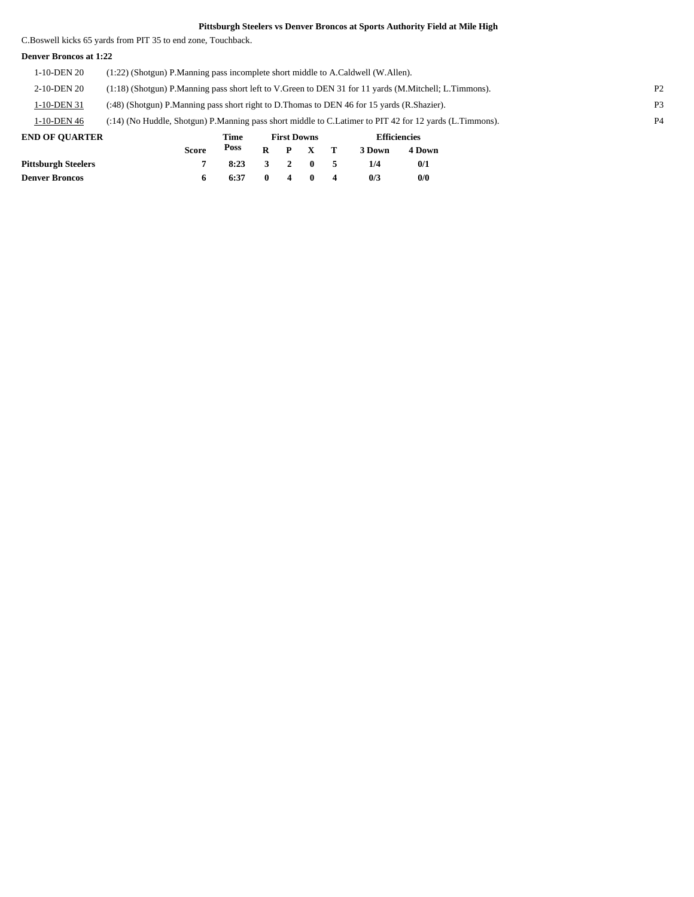**Pittsburgh Steelers vs Denver Broncos at Sports Authority Field at Mile High**

C.Boswell kicks 65 yards from PIT 35 to end zone, Touchback.

**Denver Broncos at 1:22**

| | | |
|---|---|---|
| 1-10-DEN 20 | (1:22) (Shotgun) P.Manning pass incomplete short middle to A.Caldwell (W.Allen). | |
| 2-10-DEN 20 | (1:18) (Shotgun) P.Manning pass short left to V.Green to DEN 31 for 11 yards (M.Mitchell; L.Timmons). | P2 |
| 1-10-DEN 31 | (:48) (Shotgun) P.Manning pass short right to D.Thomas to DEN 46 for 15 yards (R.Shazier). | P3 |
| 1-10-DEN 46 | (:14) (No Huddle, Shotgun) P.Manning pass short middle to C.Latimer to PIT 42 for 12 yards (L.Timmons). | P4 |

**END OF QUARTER**

| | Score | Time Poss | First Downs R | P | X | T | Efficiencies 3 Down | 4 Down |
|---|---|---|---|---|---|---|---|---|
| **Pittsburgh Steelers** | 7 | 8:23 | 3 | 2 | 0 | 5 | 1/4 | 0/1 |
| **Denver Broncos** | 6 | 6:37 | 0 | 4 | 0 | 4 | 0/3 | 0/0 |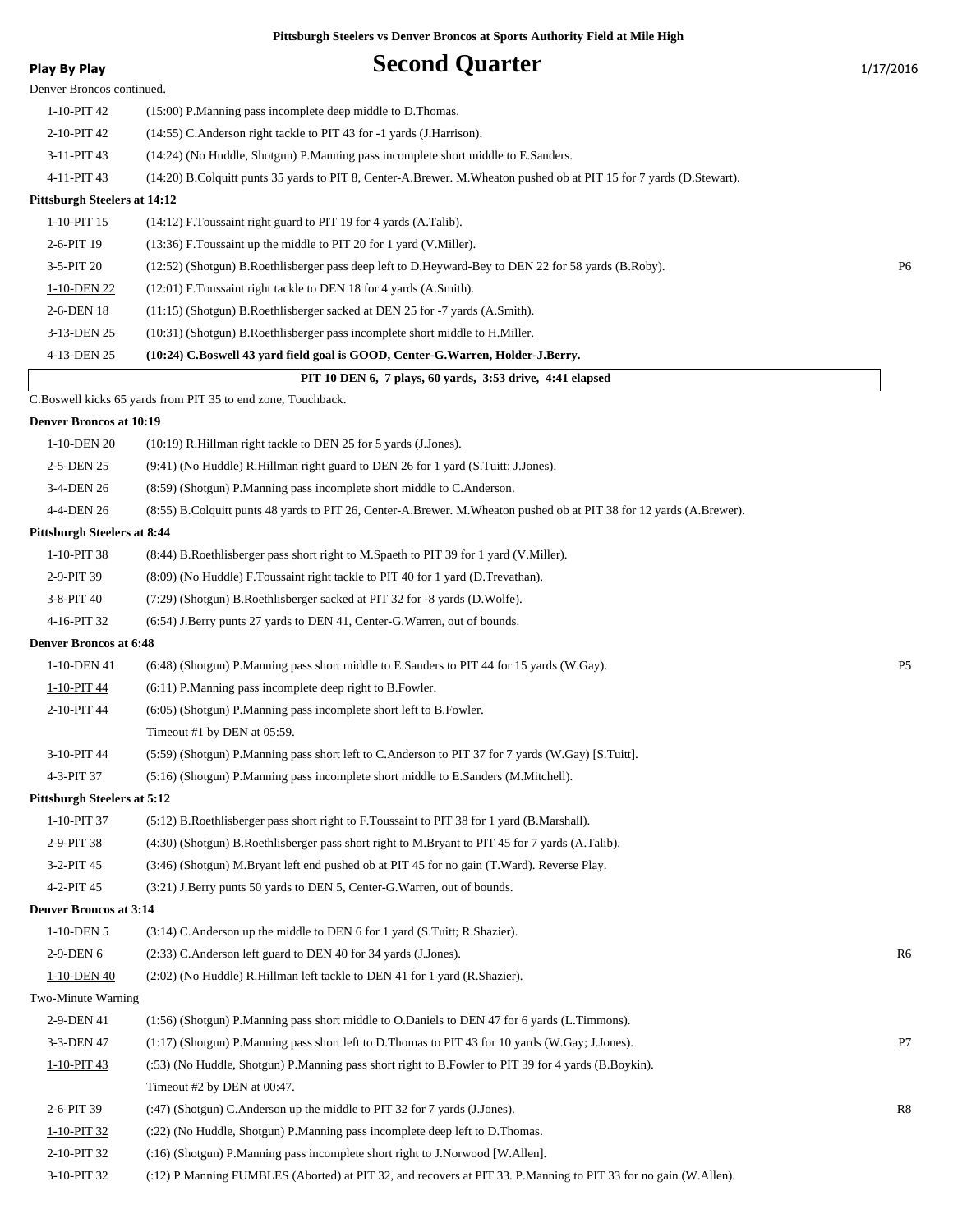Pittsburgh Steelers vs Denver Broncos at Sports Authority Field at Mile High

# Second Quarter

Play By Play — 1/17/2016

Denver Broncos continued.

| Down | Play | |
|---|---|---|
| 1-10-PIT 42 | (15:00) P.Manning pass incomplete deep middle to D.Thomas. | |
| 2-10-PIT 42 | (14:55) C.Anderson right tackle to PIT 43 for -1 yards (J.Harrison). | |
| 3-11-PIT 43 | (14:24) (No Huddle, Shotgun) P.Manning pass incomplete short middle to E.Sanders. | |
| 4-11-PIT 43 | (14:20) B.Colquitt punts 35 yards to PIT 8, Center-A.Brewer. M.Wheaton pushed ob at PIT 15 for 7 yards (D.Stewart). | |

**Pittsburgh Steelers at 14:12**

| Down | Play | |
|---|---|---|
| 1-10-PIT 15 | (14:12) F.Toussaint right guard to PIT 19 for 4 yards (A.Talib). | |
| 2-6-PIT 19 | (13:36) F.Toussaint up the middle to PIT 20 for 1 yard (V.Miller). | |
| 3-5-PIT 20 | (12:52) (Shotgun) B.Roethlisberger pass deep left to D.Heyward-Bey to DEN 22 for 58 yards (B.Roby). | P6 |
| 1-10-DEN 22 | (12:01) F.Toussaint right tackle to DEN 18 for 4 yards (A.Smith). | |
| 2-6-DEN 18 | (11:15) (Shotgun) B.Roethlisberger sacked at DEN 25 for -7 yards (A.Smith). | |
| 3-13-DEN 25 | (10:31) (Shotgun) B.Roethlisberger pass incomplete short middle to H.Miller. | |
| 4-13-DEN 25 | **(10:24) C.Boswell 43 yard field goal is GOOD, Center-G.Warren, Holder-J.Berry.** | |

**PIT 10 DEN 6, 7 plays, 60 yards, 3:53 drive, 4:41 elapsed**

C.Boswell kicks 65 yards from PIT 35 to end zone, Touchback.

**Denver Broncos at 10:19**

| Down | Play | |
|---|---|---|
| 1-10-DEN 20 | (10:19) R.Hillman right tackle to DEN 25 for 5 yards (J.Jones). | |
| 2-5-DEN 25 | (9:41) (No Huddle) R.Hillman right guard to DEN 26 for 1 yard (S.Tuitt; J.Jones). | |
| 3-4-DEN 26 | (8:59) (Shotgun) P.Manning pass incomplete short middle to C.Anderson. | |
| 4-4-DEN 26 | (8:55) B.Colquitt punts 48 yards to PIT 26, Center-A.Brewer. M.Wheaton pushed ob at PIT 38 for 12 yards (A.Brewer). | |

**Pittsburgh Steelers at 8:44**

| Down | Play | |
|---|---|---|
| 1-10-PIT 38 | (8:44) B.Roethlisberger pass short right to M.Spaeth to PIT 39 for 1 yard (V.Miller). | |
| 2-9-PIT 39 | (8:09) (No Huddle) F.Toussaint right tackle to PIT 40 for 1 yard (D.Trevathan). | |
| 3-8-PIT 40 | (7:29) (Shotgun) B.Roethlisberger sacked at PIT 32 for -8 yards (D.Wolfe). | |
| 4-16-PIT 32 | (6:54) J.Berry punts 27 yards to DEN 41, Center-G.Warren, out of bounds. | |

**Denver Broncos at 6:48**

| Down | Play | |
|---|---|---|
| 1-10-DEN 41 | (6:48) (Shotgun) P.Manning pass short middle to E.Sanders to PIT 44 for 15 yards (W.Gay). | P5 |
| 1-10-PIT 44 | (6:11) P.Manning pass incomplete deep right to B.Fowler. | |
| 2-10-PIT 44 | (6:05) (Shotgun) P.Manning pass incomplete short left to B.Fowler. | |
| | Timeout #1 by DEN at 05:59. | |
| 3-10-PIT 44 | (5:59) (Shotgun) P.Manning pass short left to C.Anderson to PIT 37 for 7 yards (W.Gay) [S.Tuitt]. | |
| 4-3-PIT 37 | (5:16) (Shotgun) P.Manning pass incomplete short middle to E.Sanders (M.Mitchell). | |

**Pittsburgh Steelers at 5:12**

| Down | Play | |
|---|---|---|
| 1-10-PIT 37 | (5:12) B.Roethlisberger pass short right to F.Toussaint to PIT 38 for 1 yard (B.Marshall). | |
| 2-9-PIT 38 | (4:30) (Shotgun) B.Roethlisberger pass short right to M.Bryant to PIT 45 for 7 yards (A.Talib). | |
| 3-2-PIT 45 | (3:46) (Shotgun) M.Bryant left end pushed ob at PIT 45 for no gain (T.Ward). Reverse Play. | |
| 4-2-PIT 45 | (3:21) J.Berry punts 50 yards to DEN 5, Center-G.Warren, out of bounds. | |

**Denver Broncos at 3:14**

| Down | Play | |
|---|---|---|
| 1-10-DEN 5 | (3:14) C.Anderson up the middle to DEN 6 for 1 yard (S.Tuitt; R.Shazier). | |
| 2-9-DEN 6 | (2:33) C.Anderson left guard to DEN 40 for 34 yards (J.Jones). | R6 |
| 1-10-DEN 40 | (2:02) (No Huddle) R.Hillman left tackle to DEN 41 for 1 yard (R.Shazier). | |
| Two-Minute Warning | | |
| 2-9-DEN 41 | (1:56) (Shotgun) P.Manning pass short middle to O.Daniels to DEN 47 for 6 yards (L.Timmons). | |
| 3-3-DEN 47 | (1:17) (Shotgun) P.Manning pass short left to D.Thomas to PIT 43 for 10 yards (W.Gay; J.Jones). | P7 |
| 1-10-PIT 43 | (:53) (No Huddle, Shotgun) P.Manning pass short right to B.Fowler to PIT 39 for 4 yards (B.Boykin). | |
| | Timeout #2 by DEN at 00:47. | |
| 2-6-PIT 39 | (:47) (Shotgun) C.Anderson up the middle to PIT 32 for 7 yards (J.Jones). | R8 |
| 1-10-PIT 32 | (:22) (No Huddle, Shotgun) P.Manning pass incomplete deep left to D.Thomas. | |
| 2-10-PIT 32 | (:16) (Shotgun) P.Manning pass incomplete short right to J.Norwood [W.Allen]. | |
| 3-10-PIT 32 | (:12) P.Manning FUMBLES (Aborted) at PIT 32, and recovers at PIT 33. P.Manning to PIT 33 for no gain (W.Allen). | |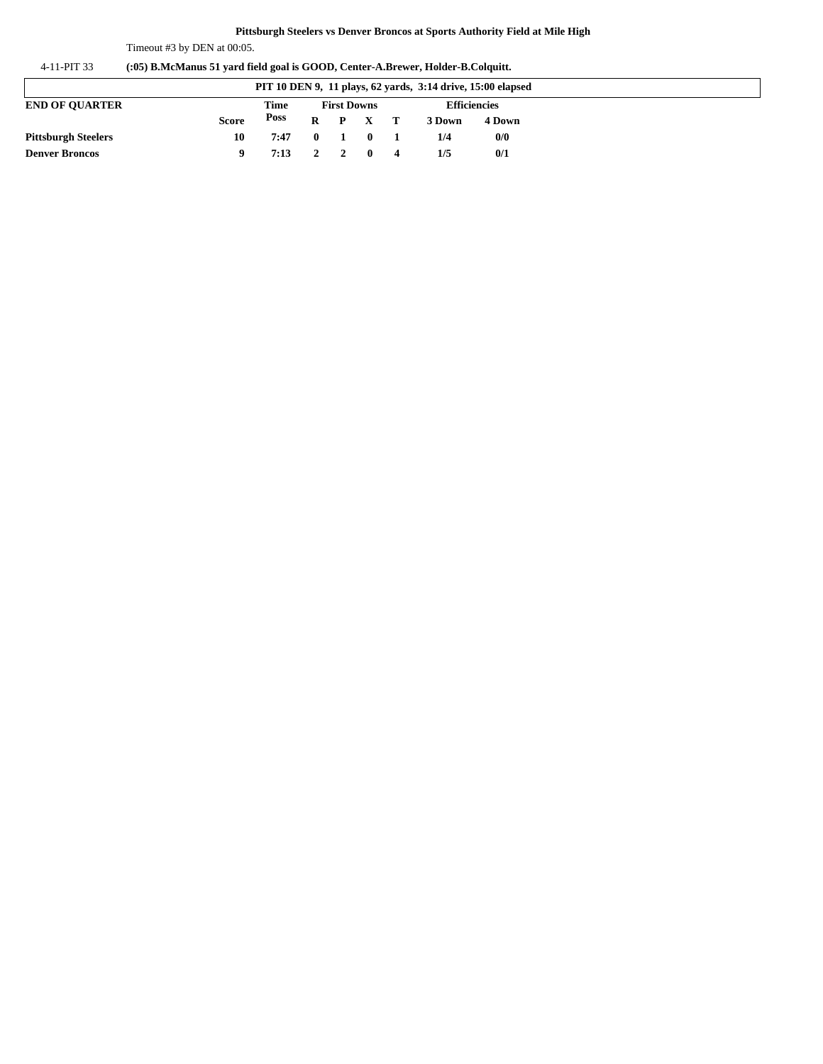**Pittsburgh Steelers vs Denver Broncos at Sports Authority Field at Mile High**

Timeout #3 by DEN at 00:05.

4-11-PIT 33 **(:05) B.McManus 51 yard field goal is GOOD, Center-A.Brewer, Holder-B.Colquitt.**

**PIT 10 DEN 9, 11 plays, 62 yards, 3:14 drive, 15:00 elapsed**

| END OF QUARTER | Score | Time Poss | First Downs R | P | X | T | Efficiencies 3 Down | 4 Down |
|---|---|---|---|---|---|---|---|---|
| Pittsburgh Steelers | 10 | 7:47 | 0 | 1 | 0 | 1 | 1/4 | 0/0 |
| Denver Broncos | 9 | 7:13 | 2 | 2 | 0 | 4 | 1/5 | 0/1 |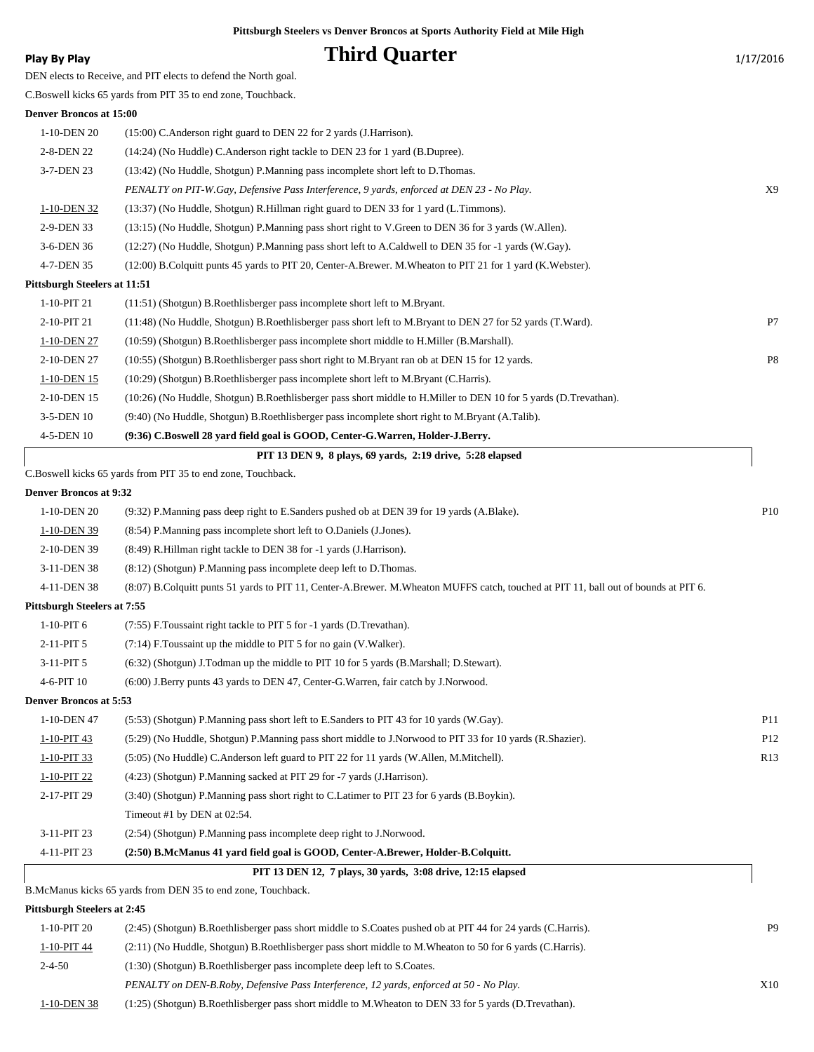**Pittsburgh Steelers vs Denver Broncos at Sports Authority Field at Mile High**

# Third Quarter

**Play By Play** 1/17/2016

DEN elects to Receive, and PIT elects to defend the North goal.

C.Boswell kicks 65 yards from PIT 35 to end zone, Touchback.

**Denver Broncos at 15:00**

| Down | Play | |
|---|---|---|
| 1-10-DEN 20 | (15:00) C.Anderson right guard to DEN 22 for 2 yards (J.Harrison). | |
| 2-8-DEN 22 | (14:24) (No Huddle) C.Anderson right tackle to DEN 23 for 1 yard (B.Dupree). | |
| 3-7-DEN 23 | (13:42) (No Huddle, Shotgun) P.Manning pass incomplete short left to D.Thomas. | |
| | *PENALTY on PIT-W.Gay, Defensive Pass Interference, 9 yards, enforced at DEN 23 - No Play.* | X9 |
| 1-10-DEN 32 | (13:37) (No Huddle, Shotgun) R.Hillman right guard to DEN 33 for 1 yard (L.Timmons). | |
| 2-9-DEN 33 | (13:15) (No Huddle, Shotgun) P.Manning pass short right to V.Green to DEN 36 for 3 yards (W.Allen). | |
| 3-6-DEN 36 | (12:27) (No Huddle, Shotgun) P.Manning pass short left to A.Caldwell to DEN 35 for -1 yards (W.Gay). | |
| 4-7-DEN 35 | (12:00) B.Colquitt punts 45 yards to PIT 20, Center-A.Brewer. M.Wheaton to PIT 21 for 1 yard (K.Webster). | |

**Pittsburgh Steelers at 11:51**

| Down | Play | |
|---|---|---|
| 1-10-PIT 21 | (11:51) (Shotgun) B.Roethlisberger pass incomplete short left to M.Bryant. | |
| 2-10-PIT 21 | (11:48) (No Huddle, Shotgun) B.Roethlisberger pass short left to M.Bryant to DEN 27 for 52 yards (T.Ward). | P7 |
| 1-10-DEN 27 | (10:59) (Shotgun) B.Roethlisberger pass incomplete short middle to H.Miller (B.Marshall). | |
| 2-10-DEN 27 | (10:55) (Shotgun) B.Roethlisberger pass short right to M.Bryant ran ob at DEN 15 for 12 yards. | P8 |
| 1-10-DEN 15 | (10:29) (Shotgun) B.Roethlisberger pass incomplete short left to M.Bryant (C.Harris). | |
| 2-10-DEN 15 | (10:26) (No Huddle, Shotgun) B.Roethlisberger pass short middle to H.Miller to DEN 10 for 5 yards (D.Trevathan). | |
| 3-5-DEN 10 | (9:40) (No Huddle, Shotgun) B.Roethlisberger pass incomplete short right to M.Bryant (A.Talib). | |
| 4-5-DEN 10 | **(9:36) C.Boswell 28 yard field goal is GOOD, Center-G.Warren, Holder-J.Berry.** | |

**PIT 13 DEN 9, 8 plays, 69 yards, 2:19 drive, 5:28 elapsed**

C.Boswell kicks 65 yards from PIT 35 to end zone, Touchback.

**Denver Broncos at 9:32**

| Down | Play | |
|---|---|---|
| 1-10-DEN 20 | (9:32) P.Manning pass deep right to E.Sanders pushed ob at DEN 39 for 19 yards (A.Blake). | P10 |
| 1-10-DEN 39 | (8:54) P.Manning pass incomplete short left to O.Daniels (J.Jones). | |
| 2-10-DEN 39 | (8:49) R.Hillman right tackle to DEN 38 for -1 yards (J.Harrison). | |
| 3-11-DEN 38 | (8:12) (Shotgun) P.Manning pass incomplete deep left to D.Thomas. | |
| 4-11-DEN 38 | (8:07) B.Colquitt punts 51 yards to PIT 11, Center-A.Brewer. M.Wheaton MUFFS catch, touched at PIT 11, ball out of bounds at PIT 6. | |

**Pittsburgh Steelers at 7:55**

| Down | Play | |
|---|---|---|
| 1-10-PIT 6 | (7:55) F.Toussaint right tackle to PIT 5 for -1 yards (D.Trevathan). | |
| 2-11-PIT 5 | (7:14) F.Toussaint up the middle to PIT 5 for no gain (V.Walker). | |
| 3-11-PIT 5 | (6:32) (Shotgun) J.Todman up the middle to PIT 10 for 5 yards (B.Marshall; D.Stewart). | |
| 4-6-PIT 10 | (6:00) J.Berry punts 43 yards to DEN 47, Center-G.Warren, fair catch by J.Norwood. | |

**Denver Broncos at 5:53**

| Down | Play | |
|---|---|---|
| 1-10-DEN 47 | (5:53) (Shotgun) P.Manning pass short left to E.Sanders to PIT 43 for 10 yards (W.Gay). | P11 |
| 1-10-PIT 43 | (5:29) (No Huddle, Shotgun) P.Manning pass short middle to J.Norwood to PIT 33 for 10 yards (R.Shazier). | P12 |
| 1-10-PIT 33 | (5:05) (No Huddle) C.Anderson left guard to PIT 22 for 11 yards (W.Allen, M.Mitchell). | R13 |
| 1-10-PIT 22 | (4:23) (Shotgun) P.Manning sacked at PIT 29 for -7 yards (J.Harrison). | |
| 2-17-PIT 29 | (3:40) (Shotgun) P.Manning pass short right to C.Latimer to PIT 23 for 6 yards (B.Boykin). | |
| | Timeout #1 by DEN at 02:54. | |
| 3-11-PIT 23 | (2:54) (Shotgun) P.Manning pass incomplete deep right to J.Norwood. | |
| 4-11-PIT 23 | **(2:50) B.McManus 41 yard field goal is GOOD, Center-A.Brewer, Holder-B.Colquitt.** | |

**PIT 13 DEN 12, 7 plays, 30 yards, 3:08 drive, 12:15 elapsed**

B.McManus kicks 65 yards from DEN 35 to end zone, Touchback.

**Pittsburgh Steelers at 2:45**

| Down | Play | |
|---|---|---|
| 1-10-PIT 20 | (2:45) (Shotgun) B.Roethlisberger pass short middle to S.Coates pushed ob at PIT 44 for 24 yards (C.Harris). | P9 |
| 1-10-PIT 44 | (2:11) (No Huddle, Shotgun) B.Roethlisberger pass short middle to M.Wheaton to 50 for 6 yards (C.Harris). | |
| 2-4-50 | (1:30) (Shotgun) B.Roethlisberger pass incomplete deep left to S.Coates. | |
| | *PENALTY on DEN-B.Roby, Defensive Pass Interference, 12 yards, enforced at 50 - No Play.* | X10 |
| 1-10-DEN 38 | (1:25) (Shotgun) B.Roethlisberger pass short middle to M.Wheaton to DEN 33 for 5 yards (D.Trevathan). | |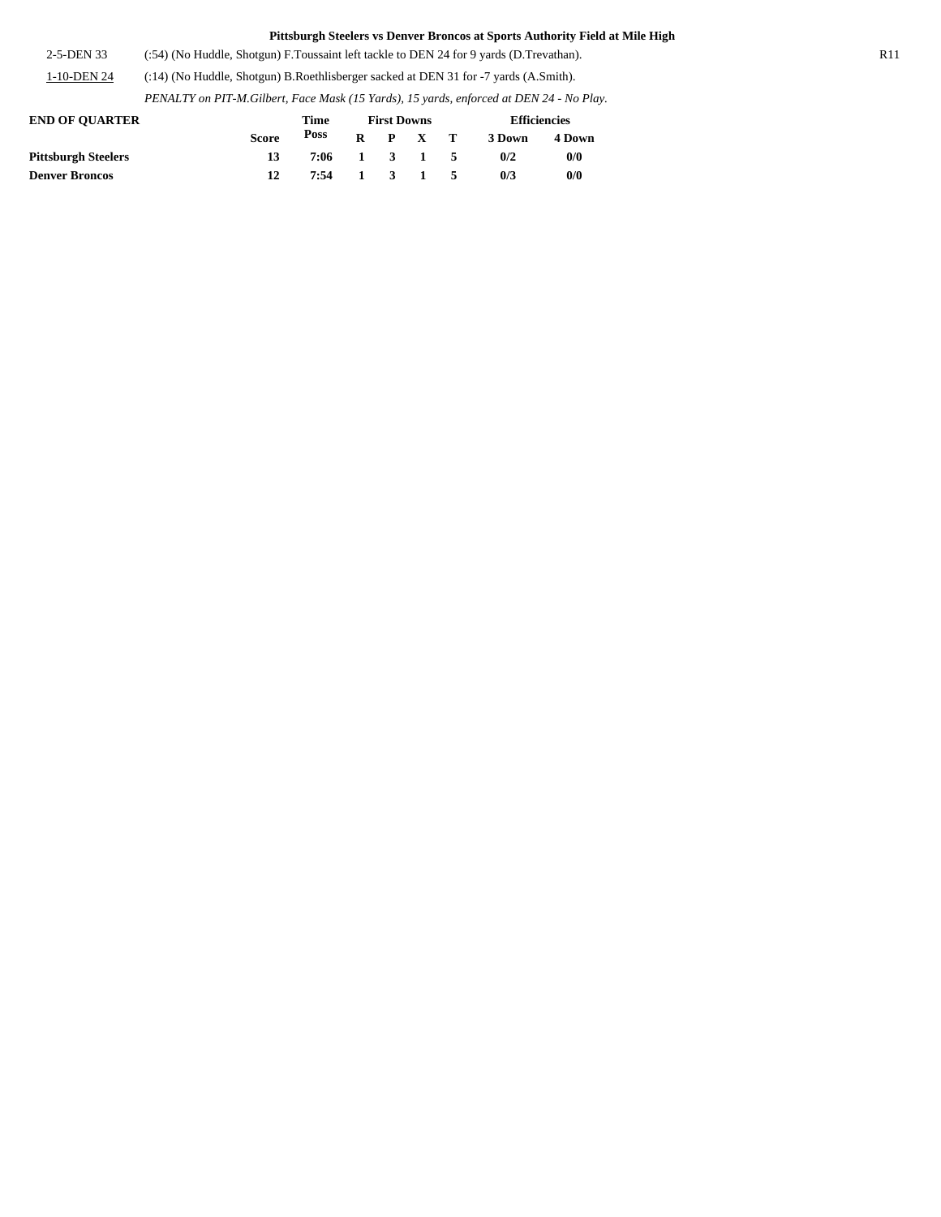**Pittsburgh Steelers vs Denver Broncos at Sports Authority Field at Mile High**

| | | |
|---|---|---|
| 2-5-DEN 33 | (:54) (No Huddle, Shotgun) F.Toussaint left tackle to DEN 24 for 9 yards (D.Trevathan). | R11 |
| 1-10-DEN 24 | (:14) (No Huddle, Shotgun) B.Roethlisberger sacked at DEN 31 for -7 yards (A.Smith). | |
| | *PENALTY on PIT-M.Gilbert, Face Mask (15 Yards), 15 yards, enforced at DEN 24 - No Play.* | |

| END OF QUARTER | | Time | First Downs | | | | Efficiencies | |
|---|---|---|---|---|---|---|---|---|
| | Score | Poss | R | P | X | T | 3 Down | 4 Down |
| **Pittsburgh Steelers** | **13** | **7:06** | **1** | **3** | **1** | **5** | **0/2** | **0/0** |
| **Denver Broncos** | **12** | **7:54** | **1** | **3** | **1** | **5** | **0/3** | **0/0** |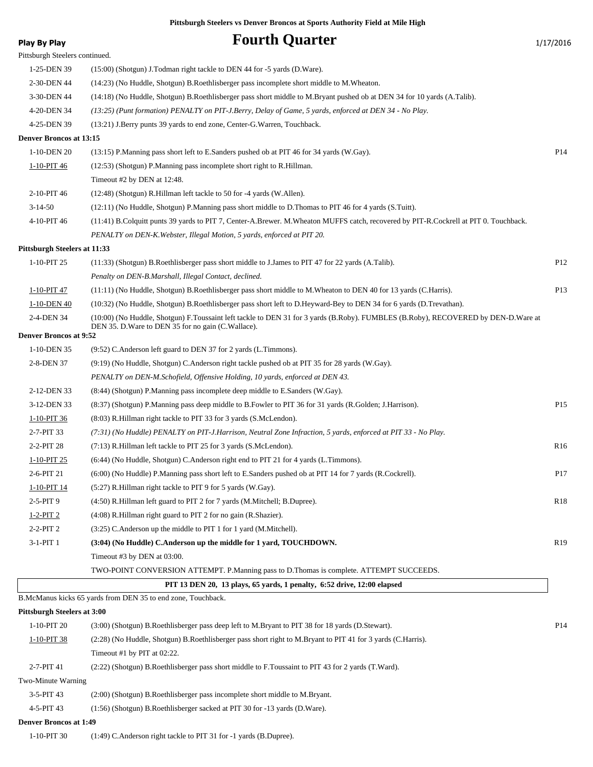**Pittsburgh Steelers vs Denver Broncos at Sports Authority Field at Mile High**

# Fourth Quarter

**Play By Play** 1/17/2016

Pittsburgh Steelers continued.

| Down | Play | |
|---|---|---|
| 1-25-DEN 39 | (15:00) (Shotgun) J.Todman right tackle to DEN 44 for -5 yards (D.Ware). | |
| 2-30-DEN 44 | (14:23) (No Huddle, Shotgun) B.Roethlisberger pass incomplete short middle to M.Wheaton. | |
| 3-30-DEN 44 | (14:18) (No Huddle, Shotgun) B.Roethlisberger pass short middle to M.Bryant pushed ob at DEN 34 for 10 yards (A.Talib). | |
| 4-20-DEN 34 | *(13:25) (Punt formation) PENALTY on PIT-J.Berry, Delay of Game, 5 yards, enforced at DEN 34 - No Play.* | |
| 4-25-DEN 39 | (13:21) J.Berry punts 39 yards to end zone, Center-G.Warren, Touchback. | |
| **Denver Broncos at 13:15** | | |
| 1-10-DEN 20 | (13:15) P.Manning pass short left to E.Sanders pushed ob at PIT 46 for 34 yards (W.Gay). | P14 |
| 1-10-PIT 46 | (12:53) (Shotgun) P.Manning pass incomplete short right to R.Hillman. | |
| | Timeout #2 by DEN at 12:48. | |
| 2-10-PIT 46 | (12:48) (Shotgun) R.Hillman left tackle to 50 for -4 yards (W.Allen). | |
| 3-14-50 | (12:11) (No Huddle, Shotgun) P.Manning pass short middle to D.Thomas to PIT 46 for 4 yards (S.Tuitt). | |
| 4-10-PIT 46 | (11:41) B.Colquitt punts 39 yards to PIT 7, Center-A.Brewer. M.Wheaton MUFFS catch, recovered by PIT-R.Cockrell at PIT 0. Touchback. | |
| | *PENALTY on DEN-K.Webster, Illegal Motion, 5 yards, enforced at PIT 20.* | |
| **Pittsburgh Steelers at 11:33** | | |
| 1-10-PIT 25 | (11:33) (Shotgun) B.Roethlisberger pass short middle to J.James to PIT 47 for 22 yards (A.Talib). | P12 |
| | *Penalty on DEN-B.Marshall, Illegal Contact, declined.* | |
| 1-10-PIT 47 | (11:11) (No Huddle, Shotgun) B.Roethlisberger pass short middle to M.Wheaton to DEN 40 for 13 yards (C.Harris). | P13 |
| 1-10-DEN 40 | (10:32) (No Huddle, Shotgun) B.Roethlisberger pass short left to D.Heyward-Bey to DEN 34 for 6 yards (D.Trevathan). | |
| 2-4-DEN 34 | (10:00) (No Huddle, Shotgun) F.Toussaint left tackle to DEN 31 for 3 yards (B.Roby). FUMBLES (B.Roby), RECOVERED by DEN-D.Ware at DEN 35. D.Ware to DEN 35 for no gain (C.Wallace). | |
| **Denver Broncos at 9:52** | | |
| 1-10-DEN 35 | (9:52) C.Anderson left guard to DEN 37 for 2 yards (L.Timmons). | |
| 2-8-DEN 37 | (9:19) (No Huddle, Shotgun) C.Anderson right tackle pushed ob at PIT 35 for 28 yards (W.Gay). | |
| | *PENALTY on DEN-M.Schofield, Offensive Holding, 10 yards, enforced at DEN 43.* | |
| 2-12-DEN 33 | (8:44) (Shotgun) P.Manning pass incomplete deep middle to E.Sanders (W.Gay). | |
| 3-12-DEN 33 | (8:37) (Shotgun) P.Manning pass deep middle to B.Fowler to PIT 36 for 31 yards (R.Golden; J.Harrison). | P15 |
| 1-10-PIT 36 | (8:03) R.Hillman right tackle to PIT 33 for 3 yards (S.McLendon). | |
| 2-7-PIT 33 | *(7:31) (No Huddle) PENALTY on PIT-J.Harrison, Neutral Zone Infraction, 5 yards, enforced at PIT 33 - No Play.* | |
| 2-2-PIT 28 | (7:13) R.Hillman left tackle to PIT 25 for 3 yards (S.McLendon). | R16 |
| 1-10-PIT 25 | (6:44) (No Huddle, Shotgun) C.Anderson right end to PIT 21 for 4 yards (L.Timmons). | |
| 2-6-PIT 21 | (6:00) (No Huddle) P.Manning pass short left to E.Sanders pushed ob at PIT 14 for 7 yards (R.Cockrell). | P17 |
| 1-10-PIT 14 | (5:27) R.Hillman right tackle to PIT 9 for 5 yards (W.Gay). | |
| 2-5-PIT 9 | (4:50) R.Hillman left guard to PIT 2 for 7 yards (M.Mitchell; B.Dupree). | R18 |
| 1-2-PIT 2 | (4:08) R.Hillman right guard to PIT 2 for no gain (R.Shazier). | |
| 2-2-PIT 2 | (3:25) C.Anderson up the middle to PIT 1 for 1 yard (M.Mitchell). | |
| 3-1-PIT 1 | **(3:04) (No Huddle) C.Anderson up the middle for 1 yard, TOUCHDOWN.** | R19 |
| | Timeout #3 by DEN at 03:00. | |
| | TWO-POINT CONVERSION ATTEMPT. P.Manning pass to D.Thomas is complete. ATTEMPT SUCCEEDS. | |
| | **PIT 13 DEN 20, 13 plays, 65 yards, 1 penalty, 6:52 drive, 12:00 elapsed** | |
| | B.McManus kicks 65 yards from DEN 35 to end zone, Touchback. | |
| **Pittsburgh Steelers at 3:00** | | |
| 1-10-PIT 20 | (3:00) (Shotgun) B.Roethlisberger pass deep left to M.Bryant to PIT 38 for 18 yards (D.Stewart). | P14 |
| 1-10-PIT 38 | (2:28) (No Huddle, Shotgun) B.Roethlisberger pass short right to M.Bryant to PIT 41 for 3 yards (C.Harris). | |
| | Timeout #1 by PIT at 02:22. | |
| 2-7-PIT 41 | (2:22) (Shotgun) B.Roethlisberger pass short middle to F.Toussaint to PIT 43 for 2 yards (T.Ward). | |
| Two-Minute Warning | | |
| 3-5-PIT 43 | (2:00) (Shotgun) B.Roethlisberger pass incomplete short middle to M.Bryant. | |
| 4-5-PIT 43 | (1:56) (Shotgun) B.Roethlisberger sacked at PIT 30 for -13 yards (D.Ware). | |
| **Denver Broncos at 1:49** | | |
| 1-10-PIT 30 | (1:49) C.Anderson right tackle to PIT 31 for -1 yards (B.Dupree). | |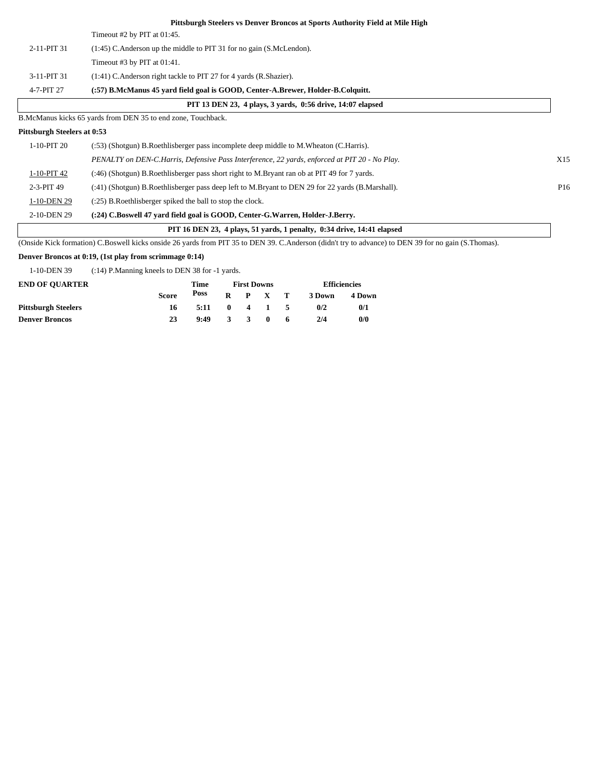**Pittsburgh Steelers vs Denver Broncos at Sports Authority Field at Mile High**

| | | |
|---|---|---|
| | Timeout #2 by PIT at 01:45. | |
| 2-11-PIT 31 | (1:45) C.Anderson up the middle to PIT 31 for no gain (S.McLendon). | |
| | Timeout #3 by PIT at 01:41. | |
| 3-11-PIT 31 | (1:41) C.Anderson right tackle to PIT 27 for 4 yards (R.Shazier). | |
| 4-7-PIT 27 | **(:57) B.McManus 45 yard field goal is GOOD, Center-A.Brewer, Holder-B.Colquitt.** | |

**PIT 13 DEN 23, 4 plays, 3 yards, 0:56 drive, 14:07 elapsed**

B.McManus kicks 65 yards from DEN 35 to end zone, Touchback.

**Pittsburgh Steelers at 0:53**

| | | |
|---|---|---|
| 1-10-PIT 20 | (:53) (Shotgun) B.Roethlisberger pass incomplete deep middle to M.Wheaton (C.Harris). | |
| | *PENALTY on DEN-C.Harris, Defensive Pass Interference, 22 yards, enforced at PIT 20 - No Play.* | X15 |
| 1-10-PIT 42 | (:46) (Shotgun) B.Roethlisberger pass short right to M.Bryant ran ob at PIT 49 for 7 yards. | |
| 2-3-PIT 49 | (:41) (Shotgun) B.Roethlisberger pass deep left to M.Bryant to DEN 29 for 22 yards (B.Marshall). | P16 |
| 1-10-DEN 29 | (:25) B.Roethlisberger spiked the ball to stop the clock. | |
| 2-10-DEN 29 | **(:24) C.Boswell 47 yard field goal is GOOD, Center-G.Warren, Holder-J.Berry.** | |

**PIT 16 DEN 23, 4 plays, 51 yards, 1 penalty, 0:34 drive, 14:41 elapsed**

(Onside Kick formation) C.Boswell kicks onside 26 yards from PIT 35 to DEN 39. C.Anderson (didn't try to advance) to DEN 39 for no gain (S.Thomas).

**Denver Broncos at 0:19, (1st play from scrimmage 0:14)**

| | |
|---|---|
| 1-10-DEN 39 | (:14) P.Manning kneels to DEN 38 for -1 yards. |

| END OF QUARTER | Score | Time Poss | First Downs R | P | X | T | Efficiencies 3 Down | 4 Down |
|---|---|---|---|---|---|---|---|---|
| **Pittsburgh Steelers** | **16** | **5:11** | **0** | **4** | **1** | **5** | **0/2** | **0/1** |
| **Denver Broncos** | **23** | **9:49** | **3** | **3** | **0** | **6** | **2/4** | **0/0** |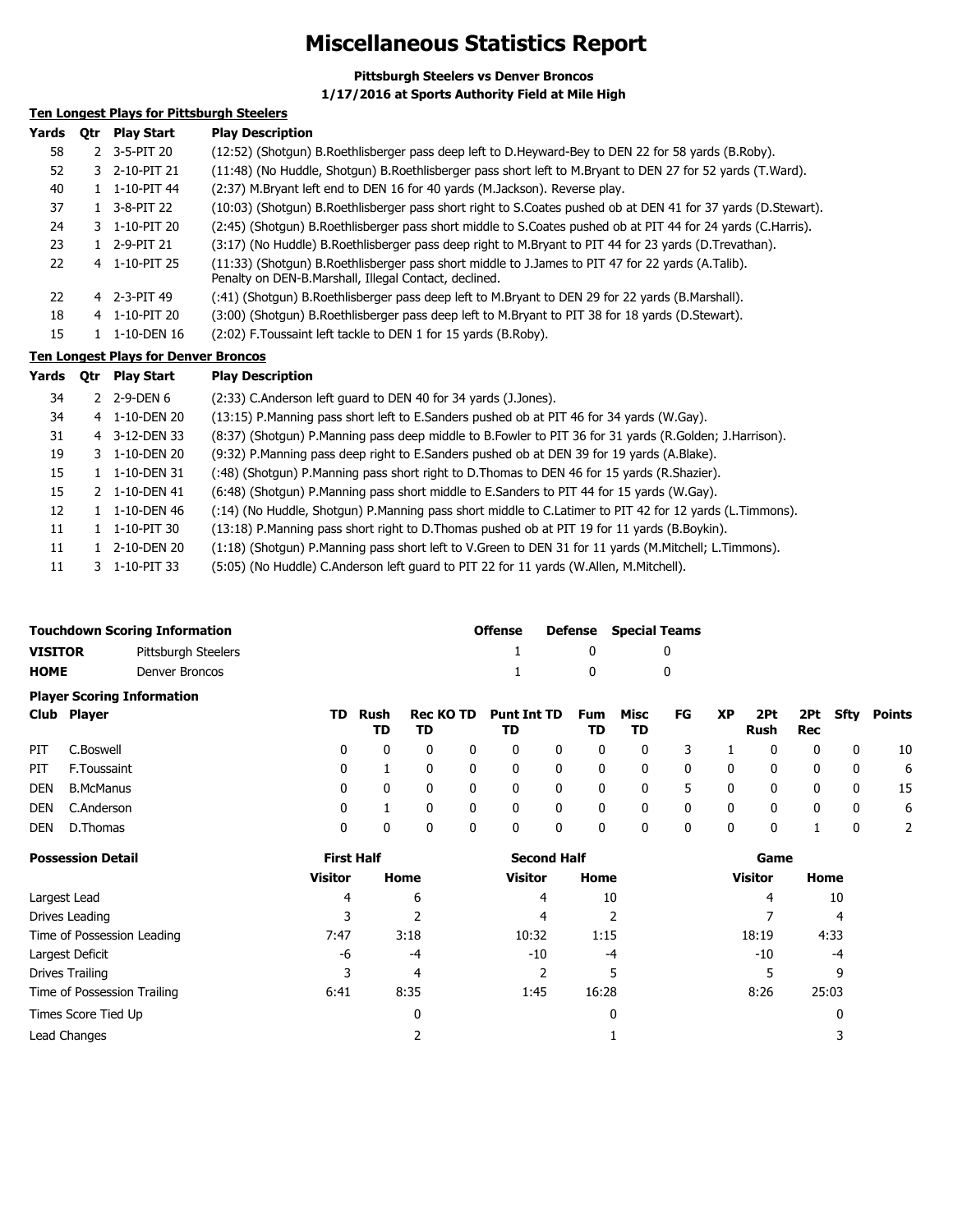# Miscellaneous Statistics Report

**Pittsburgh Steelers vs Denver Broncos**
**1/17/2016 at Sports Authority Field at Mile High**

**Ten Longest Plays for Pittsburgh Steelers**

| Yards | Qtr | Play Start | Play Description |
|---|---|---|---|
| 58 | 2 | 3-5-PIT 20 | (12:52) (Shotgun) B.Roethlisberger pass deep left to D.Heyward-Bey to DEN 22 for 58 yards (B.Roby). |
| 52 | 3 | 2-10-PIT 21 | (11:48) (No Huddle, Shotgun) B.Roethlisberger pass short left to M.Bryant to DEN 27 for 52 yards (T.Ward). |
| 40 | 1 | 1-10-PIT 44 | (2:37) M.Bryant left end to DEN 16 for 40 yards (M.Jackson). Reverse play. |
| 37 | 1 | 3-8-PIT 22 | (10:03) (Shotgun) B.Roethlisberger pass short right to S.Coates pushed ob at DEN 41 for 37 yards (D.Stewart). |
| 24 | 3 | 1-10-PIT 20 | (2:45) (Shotgun) B.Roethlisberger pass short middle to S.Coates pushed ob at PIT 44 for 24 yards (C.Harris). |
| 23 | 1 | 2-9-PIT 21 | (3:17) (No Huddle) B.Roethlisberger pass deep right to M.Bryant to PIT 44 for 23 yards (D.Trevathan). |
| 22 | 4 | 1-10-PIT 25 | (11:33) (Shotgun) B.Roethlisberger pass short middle to J.James to PIT 47 for 22 yards (A.Talib). Penalty on DEN-B.Marshall, Illegal Contact, declined. |
| 22 | 4 | 2-3-PIT 49 | (:41) (Shotgun) B.Roethlisberger pass deep left to M.Bryant to DEN 29 for 22 yards (B.Marshall). |
| 18 | 4 | 1-10-PIT 20 | (3:00) (Shotgun) B.Roethlisberger pass deep left to M.Bryant to PIT 38 for 18 yards (D.Stewart). |
| 15 | 1 | 1-10-DEN 16 | (2:02) F.Toussaint left tackle to DEN 1 for 15 yards (B.Roby). |

**Ten Longest Plays for Denver Broncos**

| Yards | Qtr | Play Start | Play Description |
|---|---|---|---|
| 34 | 2 | 2-9-DEN 6 | (2:33) C.Anderson left guard to DEN 40 for 34 yards (J.Jones). |
| 34 | 4 | 1-10-DEN 20 | (13:15) P.Manning pass short left to E.Sanders pushed ob at PIT 46 for 34 yards (W.Gay). |
| 31 | 4 | 3-12-DEN 33 | (8:37) (Shotgun) P.Manning pass deep middle to B.Fowler to PIT 36 for 31 yards (R.Golden; J.Harrison). |
| 19 | 3 | 1-10-DEN 20 | (9:32) P.Manning pass deep right to E.Sanders pushed ob at DEN 39 for 19 yards (A.Blake). |
| 15 | 1 | 1-10-DEN 31 | (:48) (Shotgun) P.Manning pass short right to D.Thomas to DEN 46 for 15 yards (R.Shazier). |
| 15 | 2 | 1-10-DEN 41 | (6:48) (Shotgun) P.Manning pass short middle to E.Sanders to PIT 44 for 15 yards (W.Gay). |
| 12 | 1 | 1-10-DEN 46 | (:14) (No Huddle, Shotgun) P.Manning pass short middle to C.Latimer to PIT 42 for 12 yards (L.Timmons). |
| 11 | 1 | 1-10-PIT 30 | (13:18) P.Manning pass short right to D.Thomas pushed ob at PIT 19 for 11 yards (B.Boykin). |
| 11 | 1 | 2-10-DEN 20 | (1:18) (Shotgun) P.Manning pass short left to V.Green to DEN 31 for 11 yards (M.Mitchell; L.Timmons). |
| 11 | 3 | 1-10-PIT 33 | (5:05) (No Huddle) C.Anderson left guard to PIT 22 for 11 yards (W.Allen, M.Mitchell). |

| Touchdown Scoring Information | | Offense | Defense | Special Teams |
|---|---|---|---|---|
| **VISITOR** | Pittsburgh Steelers | 1 | 0 | 0 |
| **HOME** | Denver Broncos | 1 | 0 | 0 |

**Player Scoring Information**

| Club | Player | TD | Rush TD | Rec TD | KO TD | Punt TD | Int TD | Fum TD | Misc TD | FG | XP | 2Pt Rush | 2Pt Rec | Sfty | Points |
|---|---|---|---|---|---|---|---|---|---|---|---|---|---|---|---|
| PIT | C.Boswell | 0 | 0 | 0 | 0 | 0 | 0 | 0 | 0 | 3 | 1 | 0 | 0 | 0 | 10 |
| PIT | F.Toussaint | 0 | 1 | 0 | 0 | 0 | 0 | 0 | 0 | 0 | 0 | 0 | 0 | 0 | 6 |
| DEN | B.McManus | 0 | 0 | 0 | 0 | 0 | 0 | 0 | 0 | 5 | 0 | 0 | 0 | 0 | 15 |
| DEN | C.Anderson | 0 | 1 | 0 | 0 | 0 | 0 | 0 | 0 | 0 | 0 | 0 | 0 | 0 | 6 |
| DEN | D.Thomas | 0 | 0 | 0 | 0 | 0 | 0 | 0 | 0 | 0 | 0 | 0 | 1 | 0 | 2 |

| Possession Detail | First Half | | Second Half | | Game | |
|---|---|---|---|---|---|---|
| | Visitor | Home | Visitor | Home | Visitor | Home |
| Largest Lead | 4 | 6 | 4 | 10 | 4 | 10 |
| Drives Leading | 3 | 2 | 4 | 2 | 7 | 4 |
| Time of Possession Leading | 7:47 | 3:18 | 10:32 | 1:15 | 18:19 | 4:33 |
| Largest Deficit | -6 | -4 | -10 | -4 | -10 | -4 |
| Drives Trailing | 3 | 4 | 2 | 5 | 5 | 9 |
| Time of Possession Trailing | 6:41 | 8:35 | 1:45 | 16:28 | 8:26 | 25:03 |
| Times Score Tied Up | | 0 | | 0 | | 0 |
| Lead Changes | | 2 | | 1 | | 3 |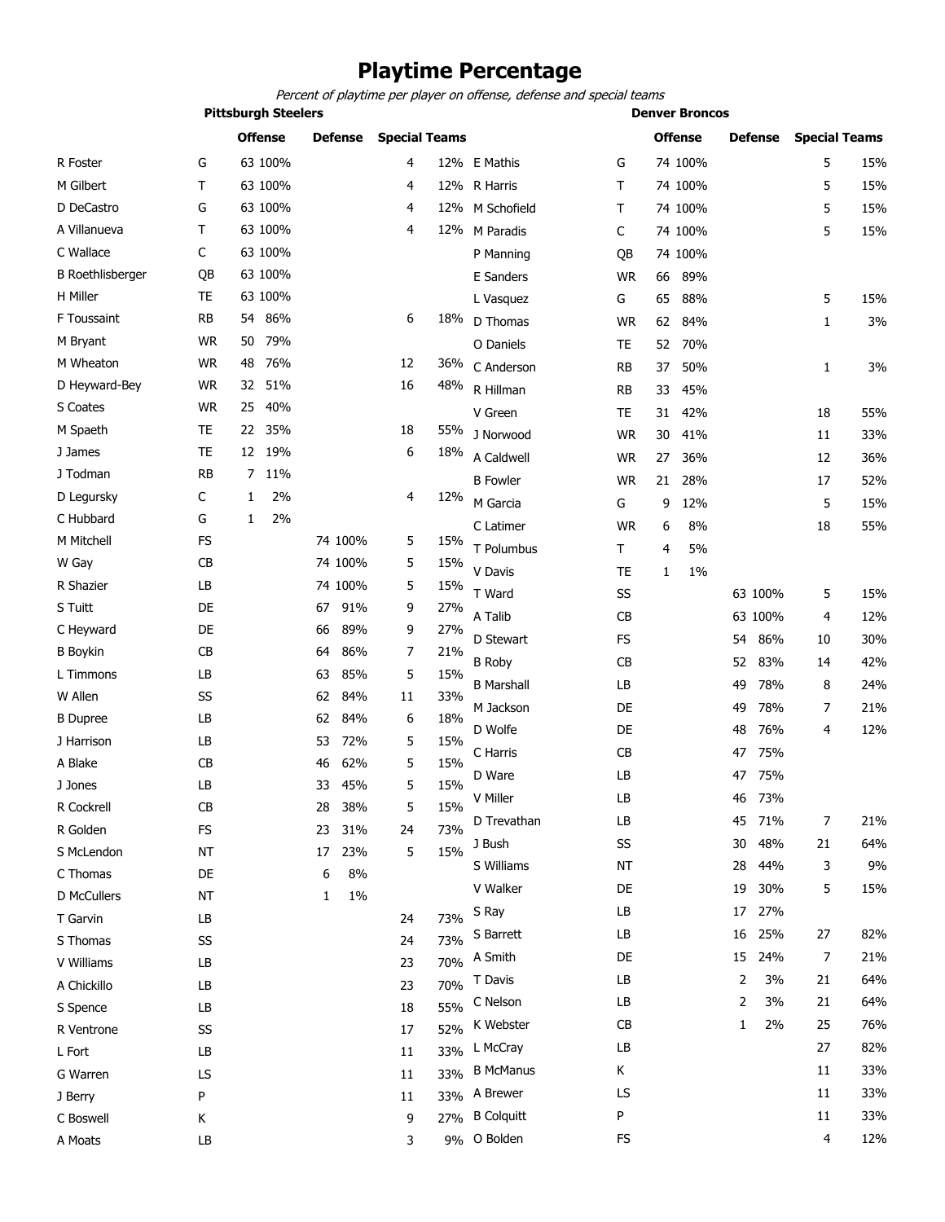# Playtime Percentage

*Percent of playtime per player on offense, defense and special teams*

## Pittsburgh Steelers

| | | Offense | | Defense | | Special Teams | |
|---|---|---|---|---|---|---|---|
| R Foster | G | 63 | 100% | | | 4 | 12% |
| M Gilbert | T | 63 | 100% | | | 4 | 12% |
| D DeCastro | G | 63 | 100% | | | 4 | 12% |
| A Villanueva | T | 63 | 100% | | | 4 | 12% |
| C Wallace | C | 63 | 100% | | | | |
| B Roethlisberger | QB | 63 | 100% | | | | |
| H Miller | TE | 63 | 100% | | | | |
| F Toussaint | RB | 54 | 86% | | | 6 | 18% |
| M Bryant | WR | 50 | 79% | | | | |
| M Wheaton | WR | 48 | 76% | | | 12 | 36% |
| D Heyward-Bey | WR | 32 | 51% | | | 16 | 48% |
| S Coates | WR | 25 | 40% | | | | |
| M Spaeth | TE | 22 | 35% | | | 18 | 55% |
| J James | TE | 12 | 19% | | | 6 | 18% |
| J Todman | RB | 7 | 11% | | | | |
| D Legursky | C | 1 | 2% | | | 4 | 12% |
| C Hubbard | G | 1 | 2% | | | | |
| M Mitchell | FS | | | 74 | 100% | 5 | 15% |
| W Gay | CB | | | 74 | 100% | 5 | 15% |
| R Shazier | LB | | | 74 | 100% | 5 | 15% |
| S Tuitt | DE | | | 67 | 91% | 9 | 27% |
| C Heyward | DE | | | 66 | 89% | 9 | 27% |
| B Boykin | CB | | | 64 | 86% | 7 | 21% |
| L Timmons | LB | | | 63 | 85% | 5 | 15% |
| W Allen | SS | | | 62 | 84% | 11 | 33% |
| B Dupree | LB | | | 62 | 84% | 6 | 18% |
| J Harrison | LB | | | 53 | 72% | 5 | 15% |
| A Blake | CB | | | 46 | 62% | 5 | 15% |
| J Jones | LB | | | 33 | 45% | 5 | 15% |
| R Cockrell | CB | | | 28 | 38% | 5 | 15% |
| R Golden | FS | | | 23 | 31% | 24 | 73% |
| S McLendon | NT | | | 17 | 23% | 5 | 15% |
| C Thomas | DE | | | 6 | 8% | | |
| D McCullers | NT | | | 1 | 1% | | |
| T Garvin | LB | | | | | 24 | 73% |
| S Thomas | SS | | | | | 24 | 73% |
| V Williams | LB | | | | | 23 | 70% |
| A Chickillo | LB | | | | | 23 | 70% |
| S Spence | LB | | | | | 18 | 55% |
| R Ventrone | SS | | | | | 17 | 52% |
| L Fort | LB | | | | | 11 | 33% |
| G Warren | LS | | | | | 11 | 33% |
| J Berry | P | | | | | 11 | 33% |
| C Boswell | K | | | | | 9 | 27% |
| A Moats | LB | | | | | 3 | 9% |

## Denver Broncos

| | | Offense | | Defense | | Special Teams | |
|---|---|---|---|---|---|---|---|
| E Mathis | G | 74 | 100% | | | 5 | 15% |
| R Harris | T | 74 | 100% | | | 5 | 15% |
| M Schofield | T | 74 | 100% | | | 5 | 15% |
| M Paradis | C | 74 | 100% | | | 5 | 15% |
| P Manning | QB | 74 | 100% | | | | |
| E Sanders | WR | 66 | 89% | | | | |
| L Vasquez | G | 65 | 88% | | | 5 | 15% |
| D Thomas | WR | 62 | 84% | | | 1 | 3% |
| O Daniels | TE | 52 | 70% | | | | |
| C Anderson | RB | 37 | 50% | | | 1 | 3% |
| R Hillman | RB | 33 | 45% | | | | |
| V Green | TE | 31 | 42% | | | 18 | 55% |
| J Norwood | WR | 30 | 41% | | | 11 | 33% |
| A Caldwell | WR | 27 | 36% | | | 12 | 36% |
| B Fowler | WR | 21 | 28% | | | 17 | 52% |
| M Garcia | G | 9 | 12% | | | 5 | 15% |
| C Latimer | WR | 6 | 8% | | | 18 | 55% |
| T Polumbus | T | 4 | 5% | | | | |
| V Davis | TE | 1 | 1% | | | | |
| T Ward | SS | | | 63 | 100% | 5 | 15% |
| A Talib | CB | | | 63 | 100% | 4 | 12% |
| D Stewart | FS | | | 54 | 86% | 10 | 30% |
| B Roby | CB | | | 52 | 83% | 14 | 42% |
| B Marshall | LB | | | 49 | 78% | 8 | 24% |
| M Jackson | DE | | | 49 | 78% | 7 | 21% |
| D Wolfe | DE | | | 48 | 76% | 4 | 12% |
| C Harris | CB | | | 47 | 75% | | |
| D Ware | LB | | | 47 | 75% | | |
| V Miller | LB | | | 46 | 73% | | |
| D Trevathan | LB | | | 45 | 71% | 7 | 21% |
| J Bush | SS | | | 30 | 48% | 21 | 64% |
| S Williams | NT | | | 28 | 44% | 3 | 9% |
| V Walker | DE | | | 19 | 30% | 5 | 15% |
| S Ray | LB | | | 17 | 27% | | |
| S Barrett | LB | | | 16 | 25% | 27 | 82% |
| A Smith | DE | | | 15 | 24% | 7 | 21% |
| T Davis | LB | | | 2 | 3% | 21 | 64% |
| C Nelson | LB | | | 2 | 3% | 21 | 64% |
| K Webster | CB | | | 1 | 2% | 25 | 76% |
| L McCray | LB | | | | | 27 | 82% |
| B McManus | K | | | | | 11 | 33% |
| A Brewer | LS | | | | | 11 | 33% |
| B Colquitt | P | | | | | 11 | 33% |
| O Bolden | FS | | | | | 4 | 12% |